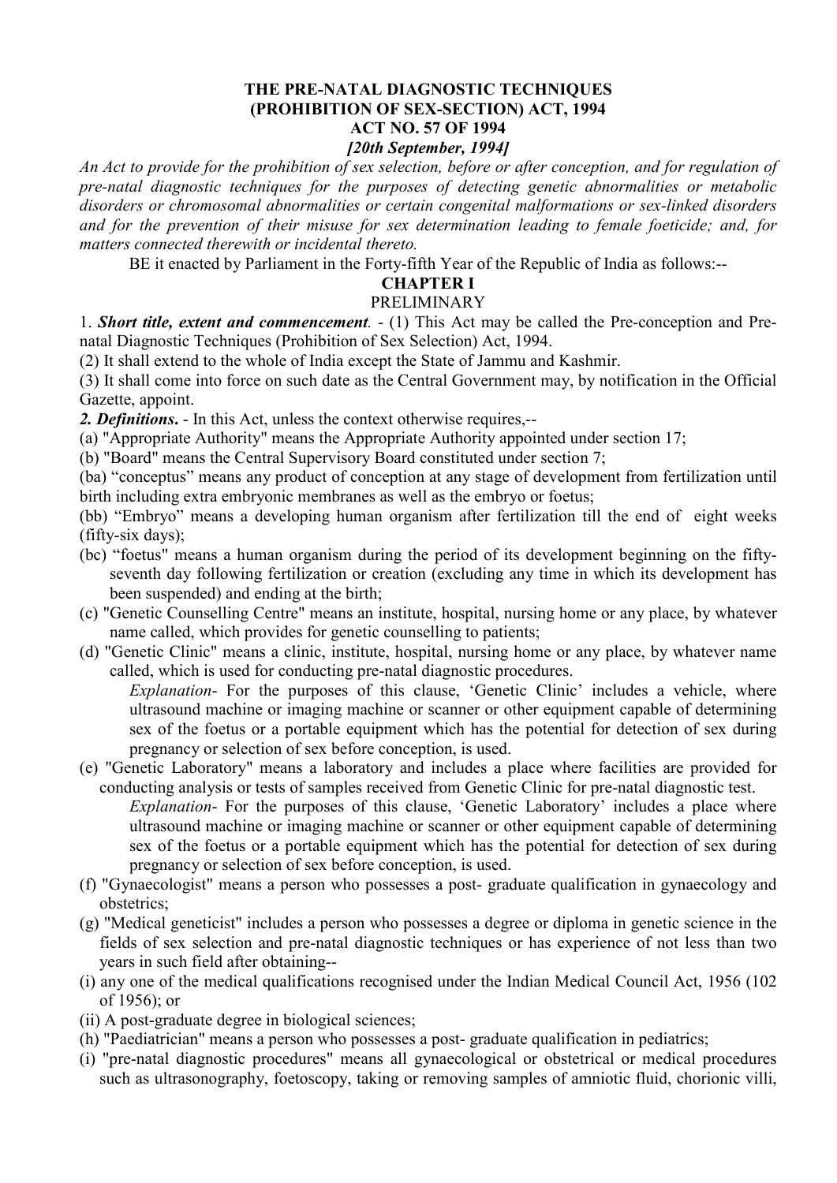# THE PRE-NATAL DIAGNOSTIC TECHNIQUES (PROHIBITION OF SEX-SECTION) ACT, 1994

## ACT NO. 57 OF 1994

***[20th September, 1994]***

*An Act to provide for the prohibition of sex selection, before or after conception, and for regulation of pre-natal diagnostic techniques for the purposes of detecting genetic abnormalities or metabolic disorders or chromosomal abnormalities or certain congenital malformations or sex-linked disorders and for the prevention of their misuse for sex determination leading to female foeticide; and, for matters connected therewith or incidental thereto.*

BE it enacted by Parliament in the Forty-fifth Year of the Republic of India as follows:--

## CHAPTER I

### PRELIMINARY

1. ***Short title, extent and commencement***. - (1) This Act may be called the Pre-conception and Pre-natal Diagnostic Techniques (Prohibition of Sex Selection) Act, 1994.

(2) It shall extend to the whole of India except the State of Jammu and Kashmir.

(3) It shall come into force on such date as the Central Government may, by notification in the Official Gazette, appoint.

***2. Definitions***. - In this Act, unless the context otherwise requires,--

(a) "Appropriate Authority" means the Appropriate Authority appointed under section 17;

(b) "Board" means the Central Supervisory Board constituted under section 7;

(ba) "conceptus" means any product of conception at any stage of development from fertilization until birth including extra embryonic membranes as well as the embryo or foetus;

(bb) "Embryo" means a developing human organism after fertilization till the end of eight weeks (fifty-six days);

(bc) "foetus" means a human organism during the period of its development beginning on the fifty-seventh day following fertilization or creation (excluding any time in which its development has been suspended) and ending at the birth;

(c) "Genetic Counselling Centre" means an institute, hospital, nursing home or any place, by whatever name called, which provides for genetic counselling to patients;

(d) "Genetic Clinic" means a clinic, institute, hospital, nursing home or any place, by whatever name called, which is used for conducting pre-natal diagnostic procedures.

*Explanation*- For the purposes of this clause, 'Genetic Clinic' includes a vehicle, where ultrasound machine or imaging machine or scanner or other equipment capable of determining sex of the foetus or a portable equipment which has the potential for detection of sex during pregnancy or selection of sex before conception, is used.

(e) "Genetic Laboratory" means a laboratory and includes a place where facilities are provided for conducting analysis or tests of samples received from Genetic Clinic for pre-natal diagnostic test.

*Explanation*- For the purposes of this clause, 'Genetic Laboratory' includes a place where ultrasound machine or imaging machine or scanner or other equipment capable of determining sex of the foetus or a portable equipment which has the potential for detection of sex during pregnancy or selection of sex before conception, is used.

(f) "Gynaecologist" means a person who possesses a post- graduate qualification in gynaecology and obstetrics;

(g) "Medical geneticist" includes a person who possesses a degree or diploma in genetic science in the fields of sex selection and pre-natal diagnostic techniques or has experience of not less than two years in such field after obtaining--

(i) any one of the medical qualifications recognised under the Indian Medical Council Act, 1956 (102 of 1956); or

(ii) A post-graduate degree in biological sciences;

(h) "Paediatrician" means a person who possesses a post- graduate qualification in pediatrics;

(i) "pre-natal diagnostic procedures" means all gynaecological or obstetrical or medical procedures such as ultrasonography, foetoscopy, taking or removing samples of amniotic fluid, chorionic villi,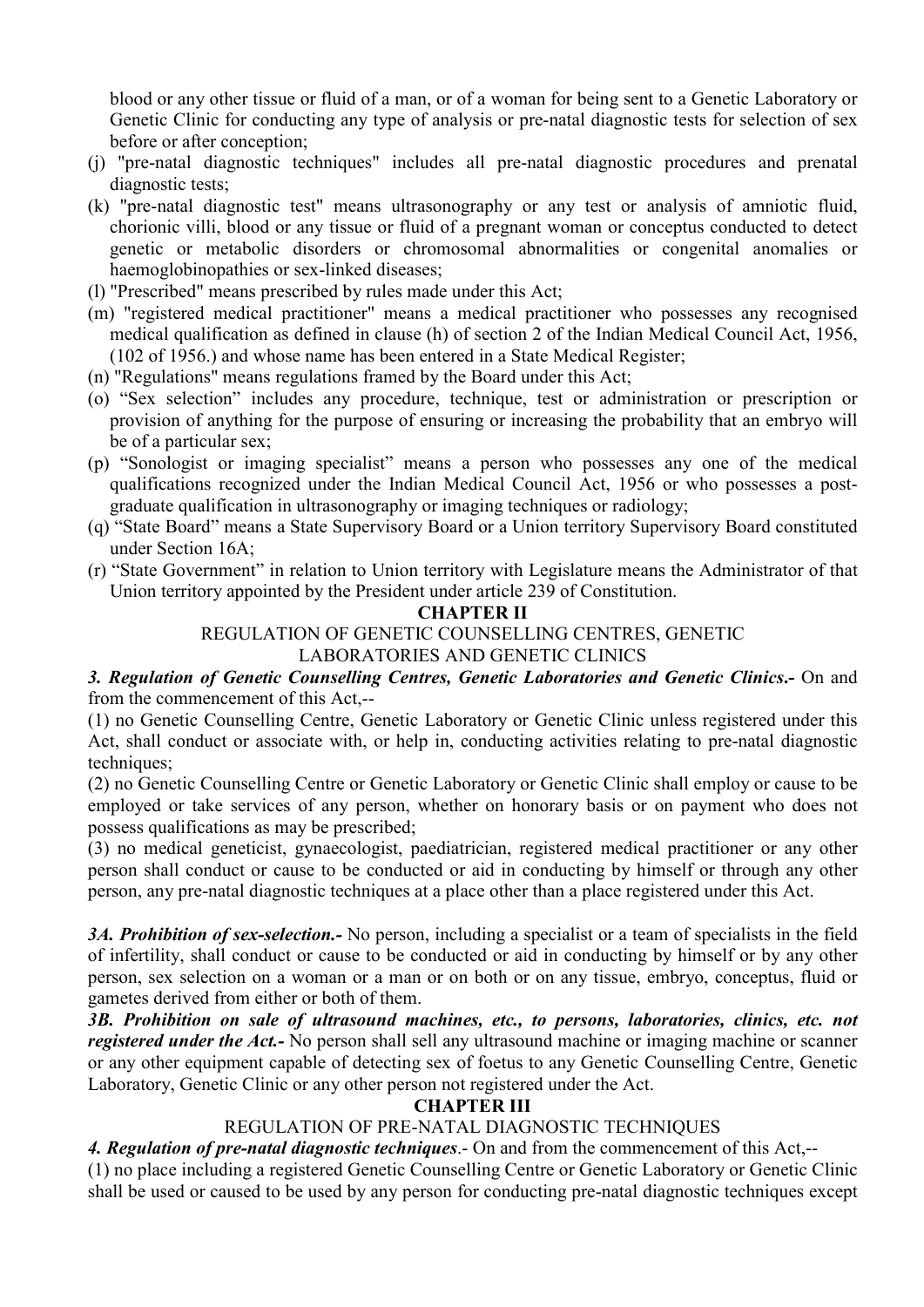blood or any other tissue or fluid of a man, or of a woman for being sent to a Genetic Laboratory or Genetic Clinic for conducting any type of analysis or pre-natal diagnostic tests for selection of sex before or after conception;

(j) "pre-natal diagnostic techniques" includes all pre-natal diagnostic procedures and prenatal diagnostic tests;

(k) "pre-natal diagnostic test" means ultrasonography or any test or analysis of amniotic fluid, chorionic villi, blood or any tissue or fluid of a pregnant woman or conceptus conducted to detect genetic or metabolic disorders or chromosomal abnormalities or congenital anomalies or haemoglobinopathies or sex-linked diseases;

(l) "Prescribed" means prescribed by rules made under this Act;

(m) "registered medical practitioner" means a medical practitioner who possesses any recognised medical qualification as defined in clause (h) of section 2 of the Indian Medical Council Act, 1956, (102 of 1956.) and whose name has been entered in a State Medical Register;

(n) "Regulations" means regulations framed by the Board under this Act;

(o) "Sex selection" includes any procedure, technique, test or administration or prescription or provision of anything for the purpose of ensuring or increasing the probability that an embryo will be of a particular sex;

(p) "Sonologist or imaging specialist" means a person who possesses any one of the medical qualifications recognized under the Indian Medical Council Act, 1956 or who possesses a post-graduate qualification in ultrasonography or imaging techniques or radiology;

(q) "State Board" means a State Supervisory Board or a Union territory Supervisory Board constituted under Section 16A;

(r) "State Government" in relation to Union territory with Legislature means the Administrator of that Union territory appointed by the President under article 239 of Constitution.

## CHAPTER II

### REGULATION OF GENETIC COUNSELLING CENTRES, GENETIC LABORATORIES AND GENETIC CLINICS

***3. Regulation of Genetic Counselling Centres, Genetic Laboratories and Genetic Clinics.-*** On and from the commencement of this Act,--

(1) no Genetic Counselling Centre, Genetic Laboratory or Genetic Clinic unless registered under this Act, shall conduct or associate with, or help in, conducting activities relating to pre-natal diagnostic techniques;

(2) no Genetic Counselling Centre or Genetic Laboratory or Genetic Clinic shall employ or cause to be employed or take services of any person, whether on honorary basis or on payment who does not possess qualifications as may be prescribed;

(3) no medical geneticist, gynaecologist, paediatrician, registered medical practitioner or any other person shall conduct or cause to be conducted or aid in conducting by himself or through any other person, any pre-natal diagnostic techniques at a place other than a place registered under this Act.

***3A. Prohibition of sex-selection.-*** No person, including a specialist or a team of specialists in the field of infertility, shall conduct or cause to be conducted or aid in conducting by himself or by any other person, sex selection on a woman or a man or on both or on any tissue, embryo, conceptus, fluid or gametes derived from either or both of them.

***3B. Prohibition on sale of ultrasound machines, etc., to persons, laboratories, clinics, etc. not registered under the Act.-*** No person shall sell any ultrasound machine or imaging machine or scanner or any other equipment capable of detecting sex of foetus to any Genetic Counselling Centre, Genetic Laboratory, Genetic Clinic or any other person not registered under the Act.

## CHAPTER III

### REGULATION OF PRE-NATAL DIAGNOSTIC TECHNIQUES

***4. Regulation of pre-natal diagnostic techniques***.- On and from the commencement of this Act,--

(1) no place including a registered Genetic Counselling Centre or Genetic Laboratory or Genetic Clinic shall be used or caused to be used by any person for conducting pre-natal diagnostic techniques except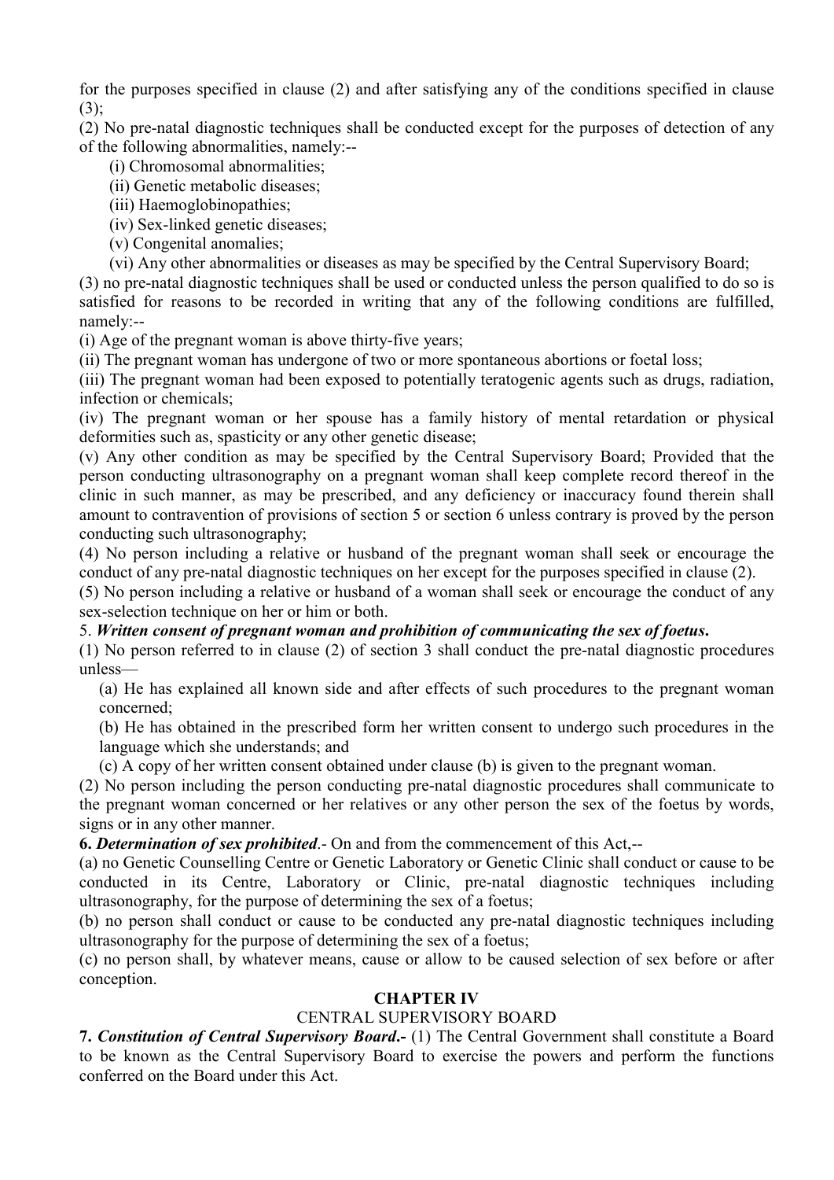for the purposes specified in clause (2) and after satisfying any of the conditions specified in clause (3);

(2) No pre-natal diagnostic techniques shall be conducted except for the purposes of detection of any of the following abnormalities, namely:--

(i) Chromosomal abnormalities;

(ii) Genetic metabolic diseases;

(iii) Haemoglobinopathies;

(iv) Sex-linked genetic diseases;

(v) Congenital anomalies;

(vi) Any other abnormalities or diseases as may be specified by the Central Supervisory Board;

(3) no pre-natal diagnostic techniques shall be used or conducted unless the person qualified to do so is satisfied for reasons to be recorded in writing that any of the following conditions are fulfilled, namely:--

(i) Age of the pregnant woman is above thirty-five years;

(ii) The pregnant woman has undergone of two or more spontaneous abortions or foetal loss;

(iii) The pregnant woman had been exposed to potentially teratogenic agents such as drugs, radiation, infection or chemicals;

(iv) The pregnant woman or her spouse has a family history of mental retardation or physical deformities such as, spasticity or any other genetic disease;

(v) Any other condition as may be specified by the Central Supervisory Board; Provided that the person conducting ultrasonography on a pregnant woman shall keep complete record thereof in the clinic in such manner, as may be prescribed, and any deficiency or inaccuracy found therein shall amount to contravention of provisions of section 5 or section 6 unless contrary is proved by the person conducting such ultrasonography;

(4) No person including a relative or husband of the pregnant woman shall seek or encourage the conduct of any pre-natal diagnostic techniques on her except for the purposes specified in clause (2).

(5) No person including a relative or husband of a woman shall seek or encourage the conduct of any sex-selection technique on her or him or both.

5. ***Written consent of pregnant woman and prohibition of communicating the sex of foetus.***

(1) No person referred to in clause (2) of section 3 shall conduct the pre-natal diagnostic procedures unless—

(a) He has explained all known side and after effects of such procedures to the pregnant woman concerned;

(b) He has obtained in the prescribed form her written consent to undergo such procedures in the language which she understands; and

(c) A copy of her written consent obtained under clause (b) is given to the pregnant woman.

(2) No person including the person conducting pre-natal diagnostic procedures shall communicate to the pregnant woman concerned or her relatives or any other person the sex of the foetus by words, signs or in any other manner.

**6.** ***Determination of sex prohibited***.- On and from the commencement of this Act,--

(a) no Genetic Counselling Centre or Genetic Laboratory or Genetic Clinic shall conduct or cause to be conducted in its Centre, Laboratory or Clinic, pre-natal diagnostic techniques including ultrasonography, for the purpose of determining the sex of a foetus;

(b) no person shall conduct or cause to be conducted any pre-natal diagnostic techniques including ultrasonography for the purpose of determining the sex of a foetus;

(c) no person shall, by whatever means, cause or allow to be caused selection of sex before or after conception.

## CHAPTER IV

## CENTRAL SUPERVISORY BOARD

**7.** ***Constitution of Central Supervisory Board*.-** (1) The Central Government shall constitute a Board to be known as the Central Supervisory Board to exercise the powers and perform the functions conferred on the Board under this Act.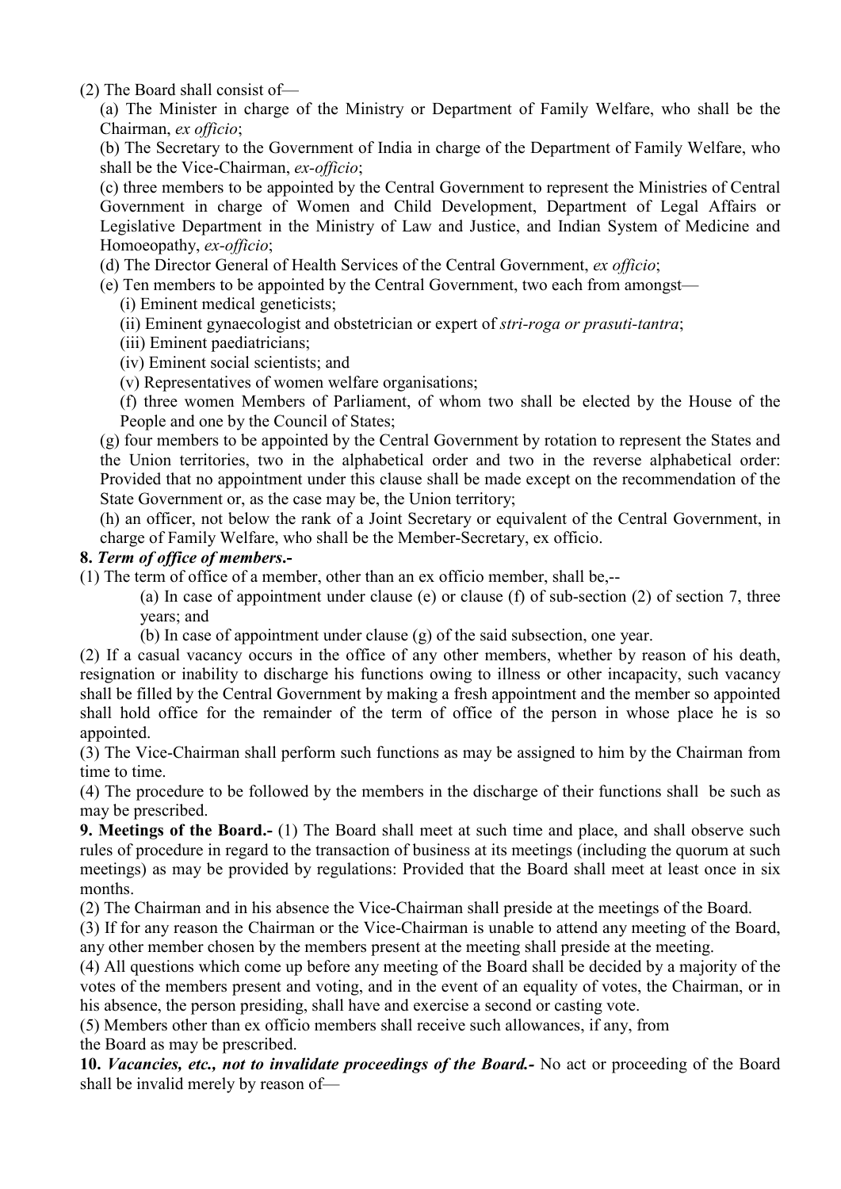(2) The Board shall consist of—

(a) The Minister in charge of the Ministry or Department of Family Welfare, who shall be the Chairman, *ex officio*;

(b) The Secretary to the Government of India in charge of the Department of Family Welfare, who shall be the Vice-Chairman, *ex-officio*;

(c) three members to be appointed by the Central Government to represent the Ministries of Central Government in charge of Women and Child Development, Department of Legal Affairs or Legislative Department in the Ministry of Law and Justice, and Indian System of Medicine and Homoeopathy, *ex-officio*;

(d) The Director General of Health Services of the Central Government, *ex officio*;

(e) Ten members to be appointed by the Central Government, two each from amongst—

(i) Eminent medical geneticists;

(ii) Eminent gynaecologist and obstetrician or expert of *stri-roga or prasuti-tantra*;

(iii) Eminent paediatricians;

(iv) Eminent social scientists; and

(v) Representatives of women welfare organisations;

(f) three women Members of Parliament, of whom two shall be elected by the House of the People and one by the Council of States;

(g) four members to be appointed by the Central Government by rotation to represent the States and the Union territories, two in the alphabetical order and two in the reverse alphabetical order: Provided that no appointment under this clause shall be made except on the recommendation of the State Government or, as the case may be, the Union territory;

(h) an officer, not below the rank of a Joint Secretary or equivalent of the Central Government, in charge of Family Welfare, who shall be the Member-Secretary, ex officio.

**8. *Term of office of members*.-**

(1) The term of office of a member, other than an ex officio member, shall be,--

(a) In case of appointment under clause (e) or clause (f) of sub-section (2) of section 7, three years; and

(b) In case of appointment under clause (g) of the said subsection, one year.

(2) If a casual vacancy occurs in the office of any other members, whether by reason of his death, resignation or inability to discharge his functions owing to illness or other incapacity, such vacancy shall be filled by the Central Government by making a fresh appointment and the member so appointed shall hold office for the remainder of the term of office of the person in whose place he is so appointed.

(3) The Vice-Chairman shall perform such functions as may be assigned to him by the Chairman from time to time.

(4) The procedure to be followed by the members in the discharge of their functions shall be such as may be prescribed.

**9. Meetings of the Board.-** (1) The Board shall meet at such time and place, and shall observe such rules of procedure in regard to the transaction of business at its meetings (including the quorum at such meetings) as may be provided by regulations: Provided that the Board shall meet at least once in six months.

(2) The Chairman and in his absence the Vice-Chairman shall preside at the meetings of the Board.

(3) If for any reason the Chairman or the Vice-Chairman is unable to attend any meeting of the Board, any other member chosen by the members present at the meeting shall preside at the meeting.

(4) All questions which come up before any meeting of the Board shall be decided by a majority of the votes of the members present and voting, and in the event of an equality of votes, the Chairman, or in his absence, the person presiding, shall have and exercise a second or casting vote.

(5) Members other than ex officio members shall receive such allowances, if any, from the Board as may be prescribed.

**10. *Vacancies, etc., not to invalidate proceedings of the Board*.-** No act or proceeding of the Board shall be invalid merely by reason of—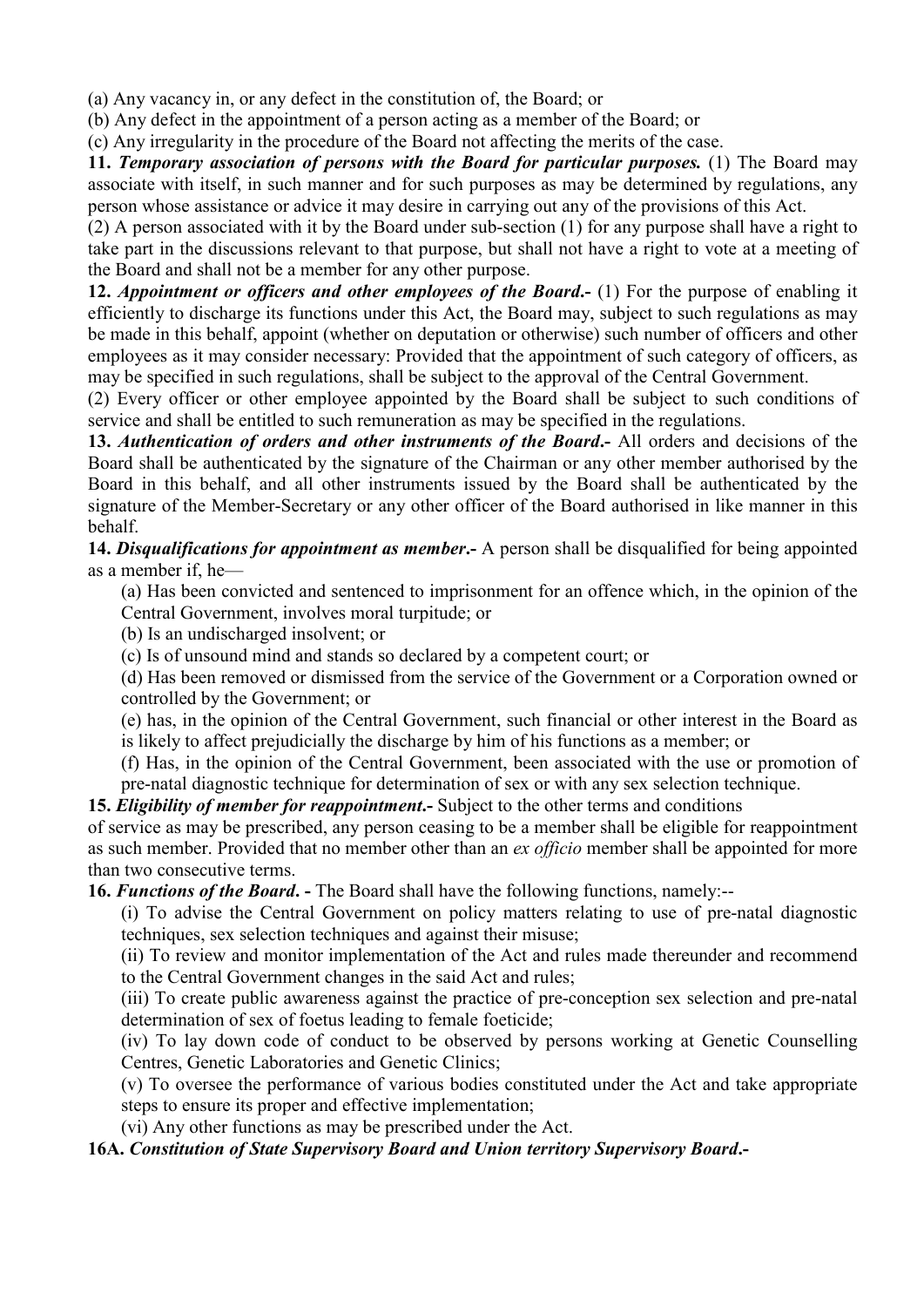(a) Any vacancy in, or any defect in the constitution of, the Board; or

(b) Any defect in the appointment of a person acting as a member of the Board; or

(c) Any irregularity in the procedure of the Board not affecting the merits of the case.

**11.** ***Temporary association of persons with the Board for particular purposes.*** (1) The Board may associate with itself, in such manner and for such purposes as may be determined by regulations, any person whose assistance or advice it may desire in carrying out any of the provisions of this Act.

(2) A person associated with it by the Board under sub-section (1) for any purpose shall have a right to take part in the discussions relevant to that purpose, but shall not have a right to vote at a meeting of the Board and shall not be a member for any other purpose.

**12.** ***Appointment or officers and other employees of the Board*.-** (1) For the purpose of enabling it efficiently to discharge its functions under this Act, the Board may, subject to such regulations as may be made in this behalf, appoint (whether on deputation or otherwise) such number of officers and other employees as it may consider necessary: Provided that the appointment of such category of officers, as may be specified in such regulations, shall be subject to the approval of the Central Government.

(2) Every officer or other employee appointed by the Board shall be subject to such conditions of service and shall be entitled to such remuneration as may be specified in the regulations.

**13.** ***Authentication of orders and other instruments of the Board*.-** All orders and decisions of the Board shall be authenticated by the signature of the Chairman or any other member authorised by the Board in this behalf, and all other instruments issued by the Board shall be authenticated by the signature of the Member-Secretary or any other officer of the Board authorised in like manner in this behalf.

**14.** ***Disqualifications for appointment as member*.-** A person shall be disqualified for being appointed as a member if, he—

(a) Has been convicted and sentenced to imprisonment for an offence which, in the opinion of the Central Government, involves moral turpitude; or

(b) Is an undischarged insolvent; or

(c) Is of unsound mind and stands so declared by a competent court; or

(d) Has been removed or dismissed from the service of the Government or a Corporation owned or controlled by the Government; or

(e) has, in the opinion of the Central Government, such financial or other interest in the Board as is likely to affect prejudicially the discharge by him of his functions as a member; or

(f) Has, in the opinion of the Central Government, been associated with the use or promotion of pre-natal diagnostic technique for determination of sex or with any sex selection technique.

**15.** ***Eligibility of member for reappointment*.-** Subject to the other terms and conditions of service as may be prescribed, any person ceasing to be a member shall be eligible for reappointment as such member. Provided that no member other than an *ex officio* member shall be appointed for more than two consecutive terms.

**16.** ***Functions of the Board*. -** The Board shall have the following functions, namely:--

(i) To advise the Central Government on policy matters relating to use of pre-natal diagnostic techniques, sex selection techniques and against their misuse;

(ii) To review and monitor implementation of the Act and rules made thereunder and recommend to the Central Government changes in the said Act and rules;

(iii) To create public awareness against the practice of pre-conception sex selection and pre-natal determination of sex of foetus leading to female foeticide;

(iv) To lay down code of conduct to be observed by persons working at Genetic Counselling Centres, Genetic Laboratories and Genetic Clinics;

(v) To oversee the performance of various bodies constituted under the Act and take appropriate steps to ensure its proper and effective implementation;

(vi) Any other functions as may be prescribed under the Act.

**16A.** ***Constitution of State Supervisory Board and Union territory Supervisory Board*.-**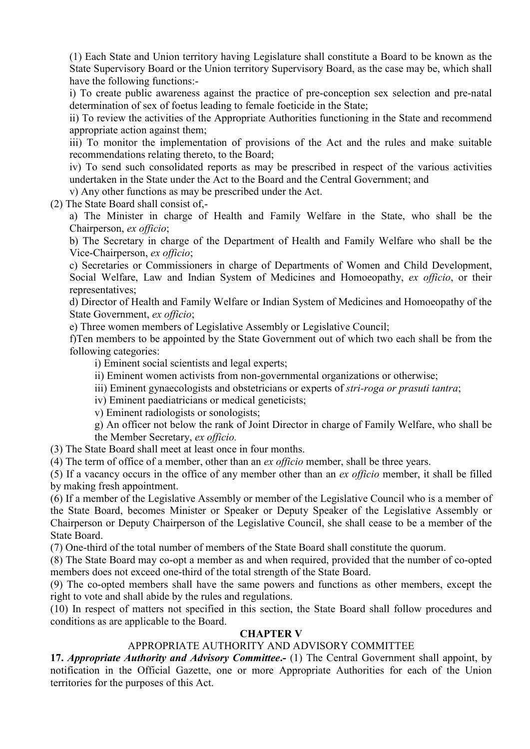(1) Each State and Union territory having Legislature shall constitute a Board to be known as the State Supervisory Board or the Union territory Supervisory Board, as the case may be, which shall have the following functions:-

i) To create public awareness against the practice of pre-conception sex selection and pre-natal determination of sex of foetus leading to female foeticide in the State;

ii) To review the activities of the Appropriate Authorities functioning in the State and recommend appropriate action against them;

iii) To monitor the implementation of provisions of the Act and the rules and make suitable recommendations relating thereto, to the Board;

iv) To send such consolidated reports as may be prescribed in respect of the various activities undertaken in the State under the Act to the Board and the Central Government; and

v) Any other functions as may be prescribed under the Act.

(2) The State Board shall consist of,-

a) The Minister in charge of Health and Family Welfare in the State, who shall be the Chairperson, *ex officio*;

b) The Secretary in charge of the Department of Health and Family Welfare who shall be the Vice-Chairperson, *ex officio*;

c) Secretaries or Commissioners in charge of Departments of Women and Child Development, Social Welfare, Law and Indian System of Medicines and Homoeopathy, *ex officio*, or their representatives;

d) Director of Health and Family Welfare or Indian System of Medicines and Homoeopathy of the State Government, *ex officio*;

e) Three women members of Legislative Assembly or Legislative Council;

f)Ten members to be appointed by the State Government out of which two each shall be from the following categories:

i) Eminent social scientists and legal experts;

ii) Eminent women activists from non-governmental organizations or otherwise;

iii) Eminent gynaecologists and obstetricians or experts of *stri-roga or prasuti tantra*;

iv) Eminent paediatricians or medical geneticists;

v) Eminent radiologists or sonologists;

g) An officer not below the rank of Joint Director in charge of Family Welfare, who shall be the Member Secretary, *ex officio.*

(3) The State Board shall meet at least once in four months.

(4) The term of office of a member, other than an *ex officio* member, shall be three years.

(5) If a vacancy occurs in the office of any member other than an *ex officio* member, it shall be filled by making fresh appointment.

(6) If a member of the Legislative Assembly or member of the Legislative Council who is a member of the State Board, becomes Minister or Speaker or Deputy Speaker of the Legislative Assembly or Chairperson or Deputy Chairperson of the Legislative Council, she shall cease to be a member of the State Board.

(7) One-third of the total number of members of the State Board shall constitute the quorum.

(8) The State Board may co-opt a member as and when required, provided that the number of co-opted members does not exceed one-third of the total strength of the State Board.

(9) The co-opted members shall have the same powers and functions as other members, except the right to vote and shall abide by the rules and regulations.

(10) In respect of matters not specified in this section, the State Board shall follow procedures and conditions as are applicable to the Board.

## CHAPTER V

## APPROPRIATE AUTHORITY AND ADVISORY COMMITTEE

**17.** ***Appropriate Authority and Advisory Committee*.-** (1) The Central Government shall appoint, by notification in the Official Gazette, one or more Appropriate Authorities for each of the Union territories for the purposes of this Act.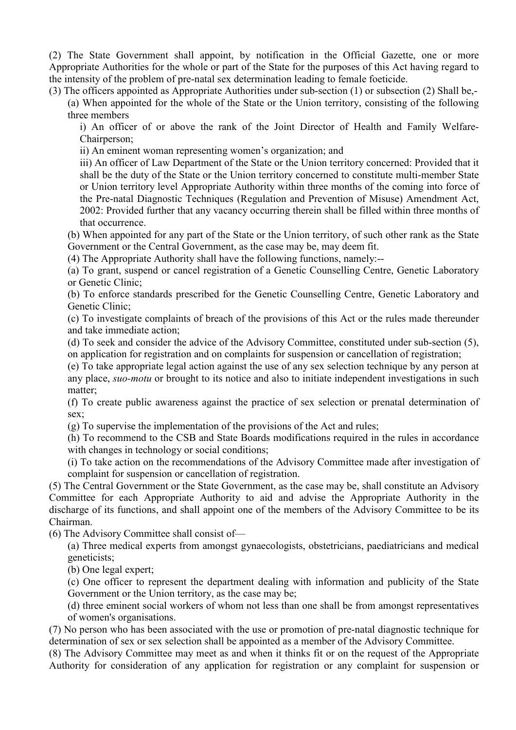(2) The State Government shall appoint, by notification in the Official Gazette, one or more Appropriate Authorities for the whole or part of the State for the purposes of this Act having regard to the intensity of the problem of pre-natal sex determination leading to female foeticide.

(3) The officers appointed as Appropriate Authorities under sub-section (1) or subsection (2) Shall be,-

(a) When appointed for the whole of the State or the Union territory, consisting of the following three members

i) An officer of or above the rank of the Joint Director of Health and Family Welfare-Chairperson;

ii) An eminent woman representing women's organization; and

iii) An officer of Law Department of the State or the Union territory concerned: Provided that it shall be the duty of the State or the Union territory concerned to constitute multi-member State or Union territory level Appropriate Authority within three months of the coming into force of the Pre-natal Diagnostic Techniques (Regulation and Prevention of Misuse) Amendment Act, 2002: Provided further that any vacancy occurring therein shall be filled within three months of that occurrence.

(b) When appointed for any part of the State or the Union territory, of such other rank as the State Government or the Central Government, as the case may be, may deem fit.

(4) The Appropriate Authority shall have the following functions, namely:--

(a) To grant, suspend or cancel registration of a Genetic Counselling Centre, Genetic Laboratory or Genetic Clinic;

(b) To enforce standards prescribed for the Genetic Counselling Centre, Genetic Laboratory and Genetic Clinic;

(c) To investigate complaints of breach of the provisions of this Act or the rules made thereunder and take immediate action;

(d) To seek and consider the advice of the Advisory Committee, constituted under sub-section (5), on application for registration and on complaints for suspension or cancellation of registration;

(e) To take appropriate legal action against the use of any sex selection technique by any person at any place, *suo-motu* or brought to its notice and also to initiate independent investigations in such matter;

(f) To create public awareness against the practice of sex selection or prenatal determination of sex;

(g) To supervise the implementation of the provisions of the Act and rules;

(h) To recommend to the CSB and State Boards modifications required in the rules in accordance with changes in technology or social conditions;

(i) To take action on the recommendations of the Advisory Committee made after investigation of complaint for suspension or cancellation of registration.

(5) The Central Government or the State Government, as the case may be, shall constitute an Advisory Committee for each Appropriate Authority to aid and advise the Appropriate Authority in the discharge of its functions, and shall appoint one of the members of the Advisory Committee to be its Chairman.

(6) The Advisory Committee shall consist of—

(a) Three medical experts from amongst gynaecologists, obstetricians, paediatricians and medical geneticists;

(b) One legal expert;

(c) One officer to represent the department dealing with information and publicity of the State Government or the Union territory, as the case may be;

(d) three eminent social workers of whom not less than one shall be from amongst representatives of women's organisations.

(7) No person who has been associated with the use or promotion of pre-natal diagnostic technique for determination of sex or sex selection shall be appointed as a member of the Advisory Committee.

(8) The Advisory Committee may meet as and when it thinks fit or on the request of the Appropriate Authority for consideration of any application for registration or any complaint for suspension or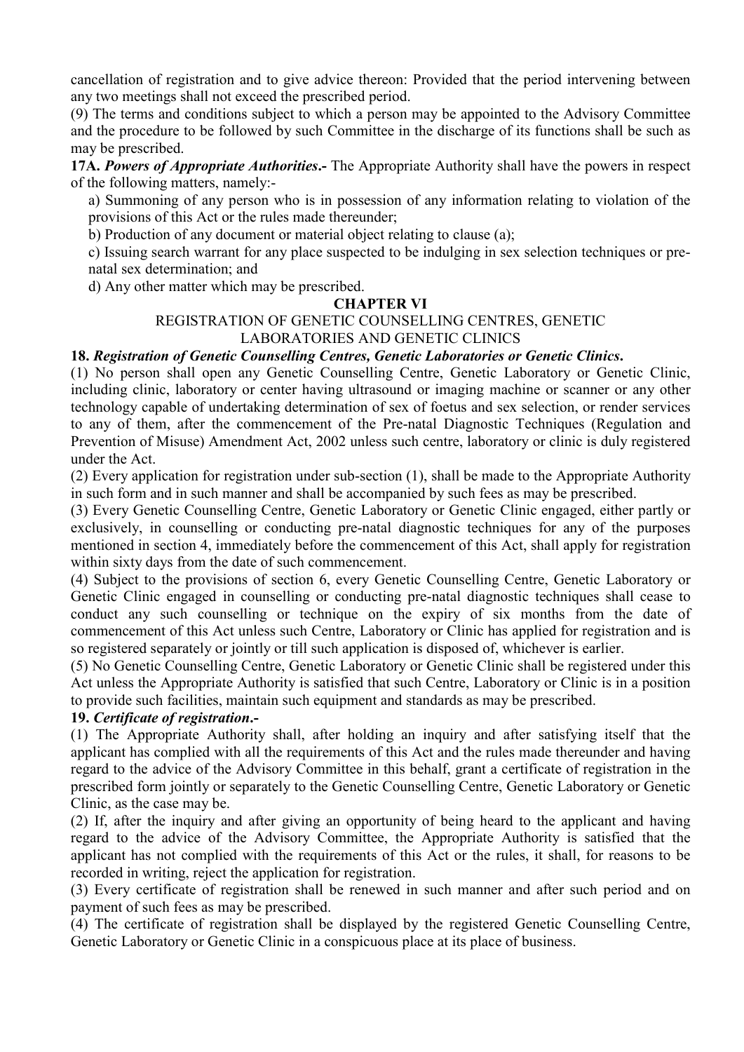cancellation of registration and to give advice thereon: Provided that the period intervening between any two meetings shall not exceed the prescribed period.

(9) The terms and conditions subject to which a person may be appointed to the Advisory Committee and the procedure to be followed by such Committee in the discharge of its functions shall be such as may be prescribed.

**17A.** ***Powers of Appropriate Authorities*.-** The Appropriate Authority shall have the powers in respect of the following matters, namely:-

a) Summoning of any person who is in possession of any information relating to violation of the provisions of this Act or the rules made thereunder;

b) Production of any document or material object relating to clause (a);

c) Issuing search warrant for any place suspected to be indulging in sex selection techniques or pre-natal sex determination; and

d) Any other matter which may be prescribed.

## CHAPTER VI

### REGISTRATION OF GENETIC COUNSELLING CENTRES, GENETIC LABORATORIES AND GENETIC CLINICS

**18.** ***Registration of Genetic Counselling Centres, Genetic Laboratories or Genetic Clinics*.**

(1) No person shall open any Genetic Counselling Centre, Genetic Laboratory or Genetic Clinic, including clinic, laboratory or center having ultrasound or imaging machine or scanner or any other technology capable of undertaking determination of sex of foetus and sex selection, or render services to any of them, after the commencement of the Pre-natal Diagnostic Techniques (Regulation and Prevention of Misuse) Amendment Act, 2002 unless such centre, laboratory or clinic is duly registered under the Act.

(2) Every application for registration under sub-section (1), shall be made to the Appropriate Authority in such form and in such manner and shall be accompanied by such fees as may be prescribed.

(3) Every Genetic Counselling Centre, Genetic Laboratory or Genetic Clinic engaged, either partly or exclusively, in counselling or conducting pre-natal diagnostic techniques for any of the purposes mentioned in section 4, immediately before the commencement of this Act, shall apply for registration within sixty days from the date of such commencement.

(4) Subject to the provisions of section 6, every Genetic Counselling Centre, Genetic Laboratory or Genetic Clinic engaged in counselling or conducting pre-natal diagnostic techniques shall cease to conduct any such counselling or technique on the expiry of six months from the date of commencement of this Act unless such Centre, Laboratory or Clinic has applied for registration and is so registered separately or jointly or till such application is disposed of, whichever is earlier.

(5) No Genetic Counselling Centre, Genetic Laboratory or Genetic Clinic shall be registered under this Act unless the Appropriate Authority is satisfied that such Centre, Laboratory or Clinic is in a position to provide such facilities, maintain such equipment and standards as may be prescribed.

**19.** ***Certificate of registration*.-**

(1) The Appropriate Authority shall, after holding an inquiry and after satisfying itself that the applicant has complied with all the requirements of this Act and the rules made thereunder and having regard to the advice of the Advisory Committee in this behalf, grant a certificate of registration in the prescribed form jointly or separately to the Genetic Counselling Centre, Genetic Laboratory or Genetic Clinic, as the case may be.

(2) If, after the inquiry and after giving an opportunity of being heard to the applicant and having regard to the advice of the Advisory Committee, the Appropriate Authority is satisfied that the applicant has not complied with the requirements of this Act or the rules, it shall, for reasons to be recorded in writing, reject the application for registration.

(3) Every certificate of registration shall be renewed in such manner and after such period and on payment of such fees as may be prescribed.

(4) The certificate of registration shall be displayed by the registered Genetic Counselling Centre, Genetic Laboratory or Genetic Clinic in a conspicuous place at its place of business.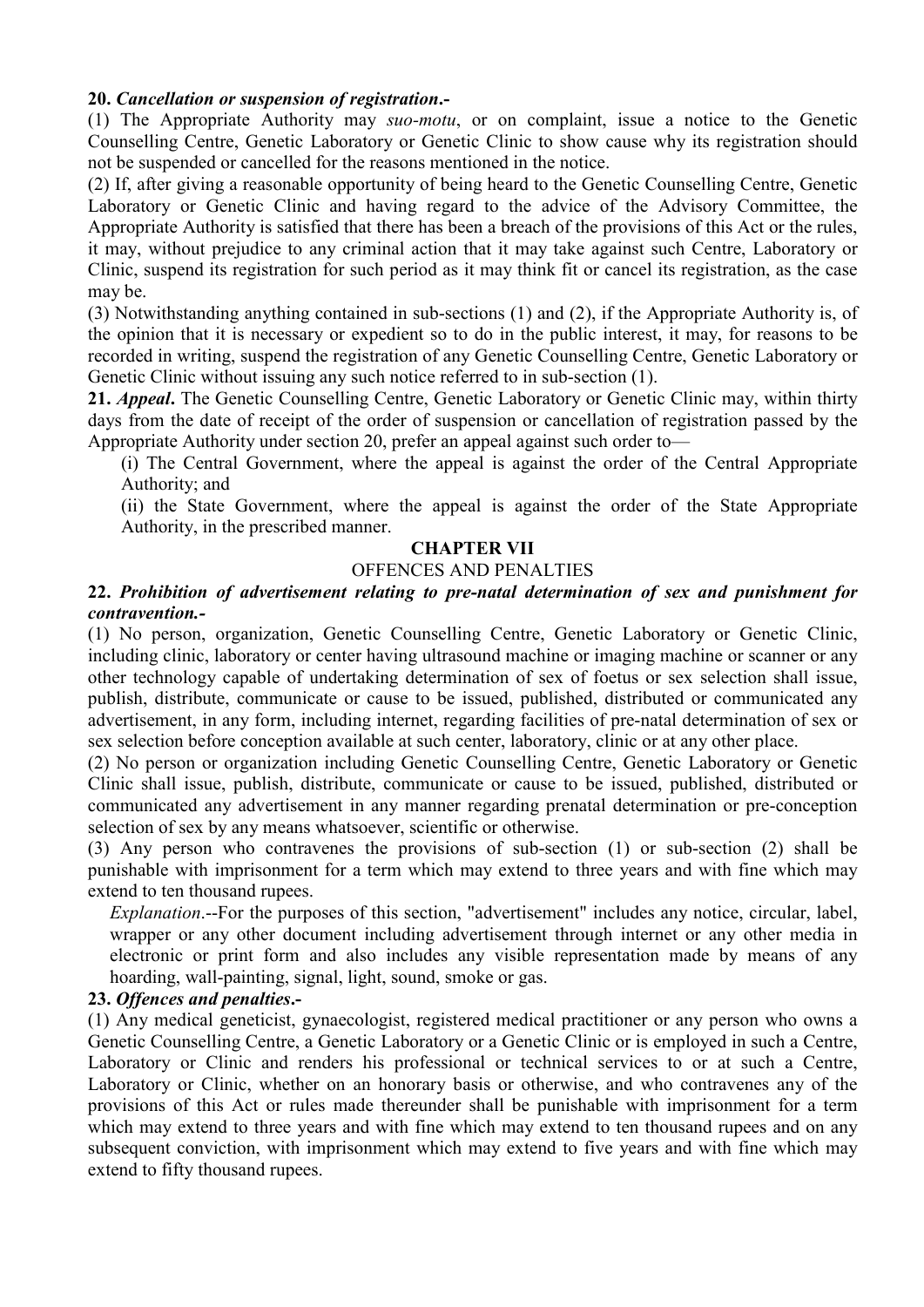**20.** ***Cancellation or suspension of registration*.-**

(1) The Appropriate Authority may *suo-motu*, or on complaint, issue a notice to the Genetic Counselling Centre, Genetic Laboratory or Genetic Clinic to show cause why its registration should not be suspended or cancelled for the reasons mentioned in the notice.

(2) If, after giving a reasonable opportunity of being heard to the Genetic Counselling Centre, Genetic Laboratory or Genetic Clinic and having regard to the advice of the Advisory Committee, the Appropriate Authority is satisfied that there has been a breach of the provisions of this Act or the rules, it may, without prejudice to any criminal action that it may take against such Centre, Laboratory or Clinic, suspend its registration for such period as it may think fit or cancel its registration, as the case may be.

(3) Notwithstanding anything contained in sub-sections (1) and (2), if the Appropriate Authority is, of the opinion that it is necessary or expedient so to do in the public interest, it may, for reasons to be recorded in writing, suspend the registration of any Genetic Counselling Centre, Genetic Laboratory or Genetic Clinic without issuing any such notice referred to in sub-section (1).

**21.** ***Appeal*.** The Genetic Counselling Centre, Genetic Laboratory or Genetic Clinic may, within thirty days from the date of receipt of the order of suspension or cancellation of registration passed by the Appropriate Authority under section 20, prefer an appeal against such order to—

(i) The Central Government, where the appeal is against the order of the Central Appropriate Authority; and

(ii) the State Government, where the appeal is against the order of the State Appropriate Authority, in the prescribed manner.

## CHAPTER VII

## OFFENCES AND PENALTIES

**22.** ***Prohibition of advertisement relating to pre-natal determination of sex and punishment for contravention*.-**

(1) No person, organization, Genetic Counselling Centre, Genetic Laboratory or Genetic Clinic, including clinic, laboratory or center having ultrasound machine or imaging machine or scanner or any other technology capable of undertaking determination of sex of foetus or sex selection shall issue, publish, distribute, communicate or cause to be issued, published, distributed or communicated any advertisement, in any form, including internet, regarding facilities of pre-natal determination of sex or sex selection before conception available at such center, laboratory, clinic or at any other place.

(2) No person or organization including Genetic Counselling Centre, Genetic Laboratory or Genetic Clinic shall issue, publish, distribute, communicate or cause to be issued, published, distributed or communicated any advertisement in any manner regarding prenatal determination or pre-conception selection of sex by any means whatsoever, scientific or otherwise.

(3) Any person who contravenes the provisions of sub-section (1) or sub-section (2) shall be punishable with imprisonment for a term which may extend to three years and with fine which may extend to ten thousand rupees.

*Explanation*.--For the purposes of this section, "advertisement" includes any notice, circular, label, wrapper or any other document including advertisement through internet or any other media in electronic or print form and also includes any visible representation made by means of any hoarding, wall-painting, signal, light, sound, smoke or gas.

**23.** ***Offences and penalties*.-**

(1) Any medical geneticist, gynaecologist, registered medical practitioner or any person who owns a Genetic Counselling Centre, a Genetic Laboratory or a Genetic Clinic or is employed in such a Centre, Laboratory or Clinic and renders his professional or technical services to or at such a Centre, Laboratory or Clinic, whether on an honorary basis or otherwise, and who contravenes any of the provisions of this Act or rules made thereunder shall be punishable with imprisonment for a term which may extend to three years and with fine which may extend to ten thousand rupees and on any subsequent conviction, with imprisonment which may extend to five years and with fine which may extend to fifty thousand rupees.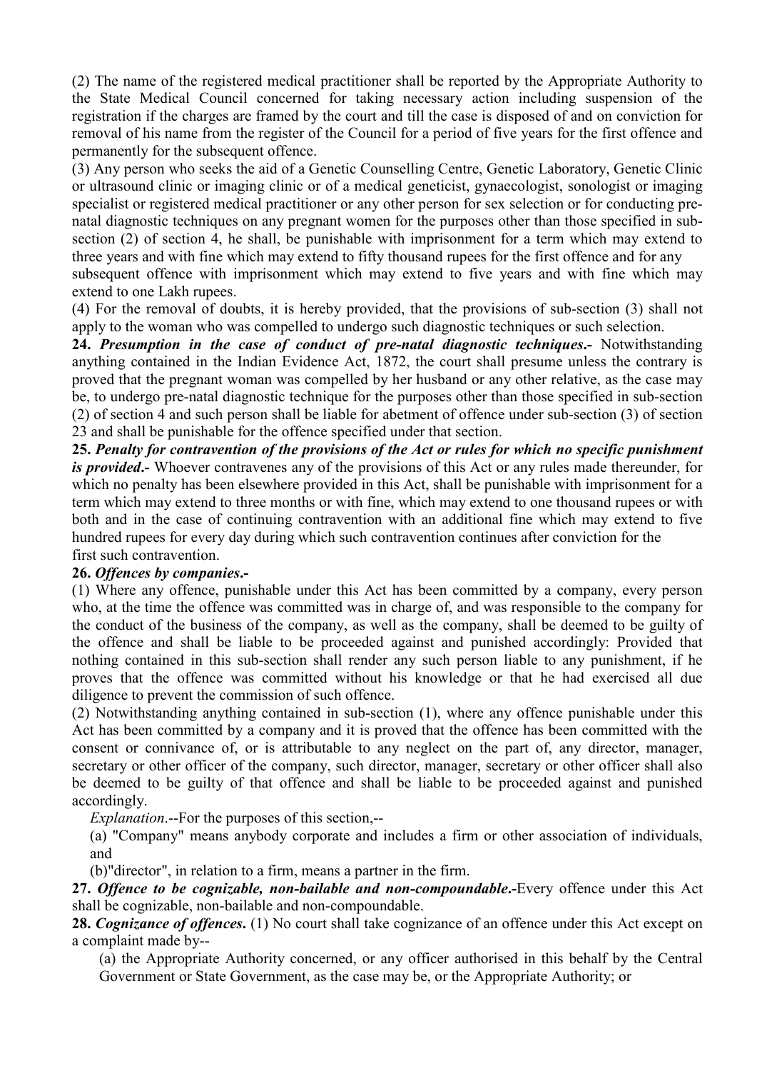(2) The name of the registered medical practitioner shall be reported by the Appropriate Authority to the State Medical Council concerned for taking necessary action including suspension of the registration if the charges are framed by the court and till the case is disposed of and on conviction for removal of his name from the register of the Council for a period of five years for the first offence and permanently for the subsequent offence.

(3) Any person who seeks the aid of a Genetic Counselling Centre, Genetic Laboratory, Genetic Clinic or ultrasound clinic or imaging clinic or of a medical geneticist, gynaecologist, sonologist or imaging specialist or registered medical practitioner or any other person for sex selection or for conducting pre-natal diagnostic techniques on any pregnant women for the purposes other than those specified in sub-section (2) of section 4, he shall, be punishable with imprisonment for a term which may extend to three years and with fine which may extend to fifty thousand rupees for the first offence and for any subsequent offence with imprisonment which may extend to five years and with fine which may extend to one Lakh rupees.

(4) For the removal of doubts, it is hereby provided, that the provisions of sub-section (3) shall not apply to the woman who was compelled to undergo such diagnostic techniques or such selection.

**24.** ***Presumption in the case of conduct of pre-natal diagnostic techniques*.-** Notwithstanding anything contained in the Indian Evidence Act, 1872, the court shall presume unless the contrary is proved that the pregnant woman was compelled by her husband or any other relative, as the case may be, to undergo pre-natal diagnostic technique for the purposes other than those specified in sub-section (2) of section 4 and such person shall be liable for abetment of offence under sub-section (3) of section 23 and shall be punishable for the offence specified under that section.

**25.** ***Penalty for contravention of the provisions of the Act or rules for which no specific punishment is provided*.-** Whoever contravenes any of the provisions of this Act or any rules made thereunder, for which no penalty has been elsewhere provided in this Act, shall be punishable with imprisonment for a term which may extend to three months or with fine, which may extend to one thousand rupees or with both and in the case of continuing contravention with an additional fine which may extend to five hundred rupees for every day during which such contravention continues after conviction for the first such contravention.

**26.** ***Offences by companies*.-**

(1) Where any offence, punishable under this Act has been committed by a company, every person who, at the time the offence was committed was in charge of, and was responsible to the company for the conduct of the business of the company, as well as the company, shall be deemed to be guilty of the offence and shall be liable to be proceeded against and punished accordingly: Provided that nothing contained in this sub-section shall render any such person liable to any punishment, if he proves that the offence was committed without his knowledge or that he had exercised all due diligence to prevent the commission of such offence.

(2) Notwithstanding anything contained in sub-section (1), where any offence punishable under this Act has been committed by a company and it is proved that the offence has been committed with the consent or connivance of, or is attributable to any neglect on the part of, any director, manager, secretary or other officer of the company, such director, manager, secretary or other officer shall also be deemed to be guilty of that offence and shall be liable to be proceeded against and punished accordingly.

*Explanation*.--For the purposes of this section,--

(a) "Company" means anybody corporate and includes a firm or other association of individuals, and

(b)"director", in relation to a firm, means a partner in the firm.

**27.** ***Offence to be cognizable, non-bailable and non-compoundable*.-**Every offence under this Act shall be cognizable, non-bailable and non-compoundable.

**28.** ***Cognizance of offences*.** (1) No court shall take cognizance of an offence under this Act except on a complaint made by--

(a) the Appropriate Authority concerned, or any officer authorised in this behalf by the Central Government or State Government, as the case may be, or the Appropriate Authority; or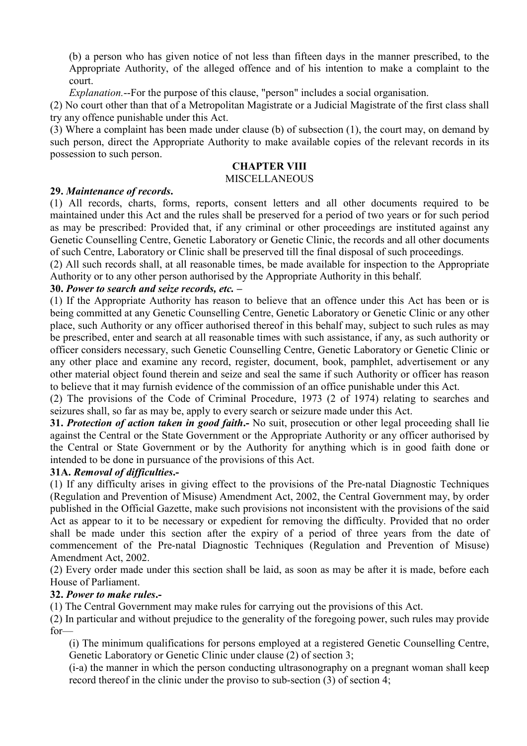(b) a person who has given notice of not less than fifteen days in the manner prescribed, to the Appropriate Authority, of the alleged offence and of his intention to make a complaint to the court.

*Explanation.*--For the purpose of this clause, "person" includes a social organisation.

(2) No court other than that of a Metropolitan Magistrate or a Judicial Magistrate of the first class shall try any offence punishable under this Act.

(3) Where a complaint has been made under clause (b) of subsection (1), the court may, on demand by such person, direct the Appropriate Authority to make available copies of the relevant records in its possession to such person.

## CHAPTER VIII

## MISCELLANEOUS

**29.** ***Maintenance of records*.**

(1) All records, charts, forms, reports, consent letters and all other documents required to be maintained under this Act and the rules shall be preserved for a period of two years or for such period as may be prescribed: Provided that, if any criminal or other proceedings are instituted against any Genetic Counselling Centre, Genetic Laboratory or Genetic Clinic, the records and all other documents of such Centre, Laboratory or Clinic shall be preserved till the final disposal of such proceedings.

(2) All such records shall, at all reasonable times, be made available for inspection to the Appropriate Authority or to any other person authorised by the Appropriate Authority in this behalf.

**30.** ***Power to search and seize records, etc.*** **–**

(1) If the Appropriate Authority has reason to believe that an offence under this Act has been or is being committed at any Genetic Counselling Centre, Genetic Laboratory or Genetic Clinic or any other place, such Authority or any officer authorised thereof in this behalf may, subject to such rules as may be prescribed, enter and search at all reasonable times with such assistance, if any, as such authority or officer considers necessary, such Genetic Counselling Centre, Genetic Laboratory or Genetic Clinic or any other place and examine any record, register, document, book, pamphlet, advertisement or any other material object found therein and seize and seal the same if such Authority or officer has reason to believe that it may furnish evidence of the commission of an office punishable under this Act.

(2) The provisions of the Code of Criminal Procedure, 1973 (2 of 1974) relating to searches and seizures shall, so far as may be, apply to every search or seizure made under this Act.

**31.** ***Protection of action taken in good faith*.-** No suit, prosecution or other legal proceeding shall lie against the Central or the State Government or the Appropriate Authority or any officer authorised by the Central or State Government or by the Authority for anything which is in good faith done or intended to be done in pursuance of the provisions of this Act.

**31A.** ***Removal of difficulties*.-**

(1) If any difficulty arises in giving effect to the provisions of the Pre-natal Diagnostic Techniques (Regulation and Prevention of Misuse) Amendment Act, 2002, the Central Government may, by order published in the Official Gazette, make such provisions not inconsistent with the provisions of the said Act as appear to it to be necessary or expedient for removing the difficulty. Provided that no order shall be made under this section after the expiry of a period of three years from the date of commencement of the Pre-natal Diagnostic Techniques (Regulation and Prevention of Misuse) Amendment Act, 2002.

(2) Every order made under this section shall be laid, as soon as may be after it is made, before each House of Parliament.

**32.** ***Power to make rules*.-**

(1) The Central Government may make rules for carrying out the provisions of this Act.

(2) In particular and without prejudice to the generality of the foregoing power, such rules may provide for—

(i) The minimum qualifications for persons employed at a registered Genetic Counselling Centre, Genetic Laboratory or Genetic Clinic under clause (2) of section 3;

(i-a) the manner in which the person conducting ultrasonography on a pregnant woman shall keep record thereof in the clinic under the proviso to sub-section (3) of section 4;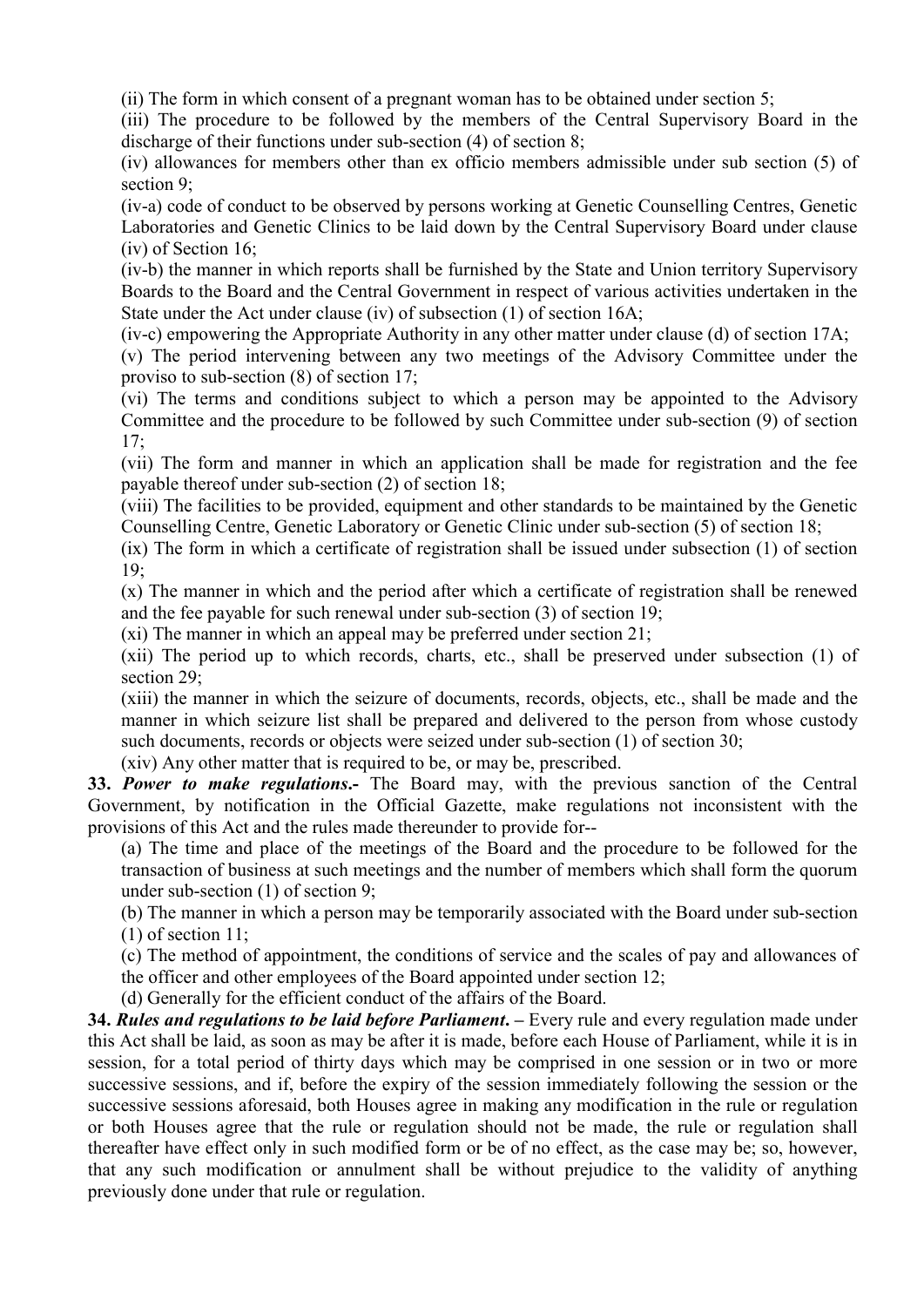(ii) The form in which consent of a pregnant woman has to be obtained under section 5;

(iii) The procedure to be followed by the members of the Central Supervisory Board in the discharge of their functions under sub-section (4) of section 8;

(iv) allowances for members other than ex officio members admissible under sub section (5) of section 9;

(iv-a) code of conduct to be observed by persons working at Genetic Counselling Centres, Genetic Laboratories and Genetic Clinics to be laid down by the Central Supervisory Board under clause (iv) of Section 16;

(iv-b) the manner in which reports shall be furnished by the State and Union territory Supervisory Boards to the Board and the Central Government in respect of various activities undertaken in the State under the Act under clause (iv) of subsection (1) of section 16A;

(iv-c) empowering the Appropriate Authority in any other matter under clause (d) of section 17A;

(v) The period intervening between any two meetings of the Advisory Committee under the proviso to sub-section (8) of section 17;

(vi) The terms and conditions subject to which a person may be appointed to the Advisory Committee and the procedure to be followed by such Committee under sub-section (9) of section 17;

(vii) The form and manner in which an application shall be made for registration and the fee payable thereof under sub-section (2) of section 18;

(viii) The facilities to be provided, equipment and other standards to be maintained by the Genetic Counselling Centre, Genetic Laboratory or Genetic Clinic under sub-section (5) of section 18;

(ix) The form in which a certificate of registration shall be issued under subsection (1) of section 19;

(x) The manner in which and the period after which a certificate of registration shall be renewed and the fee payable for such renewal under sub-section (3) of section 19;

(xi) The manner in which an appeal may be preferred under section 21;

(xii) The period up to which records, charts, etc., shall be preserved under subsection (1) of section 29;

(xiii) the manner in which the seizure of documents, records, objects, etc., shall be made and the manner in which seizure list shall be prepared and delivered to the person from whose custody such documents, records or objects were seized under sub-section (1) of section 30;

(xiv) Any other matter that is required to be, or may be, prescribed.

**33.** ***Power to make regulations*.-** The Board may, with the previous sanction of the Central Government, by notification in the Official Gazette, make regulations not inconsistent with the provisions of this Act and the rules made thereunder to provide for--

(a) The time and place of the meetings of the Board and the procedure to be followed for the transaction of business at such meetings and the number of members which shall form the quorum under sub-section (1) of section 9;

(b) The manner in which a person may be temporarily associated with the Board under sub-section (1) of section 11;

(c) The method of appointment, the conditions of service and the scales of pay and allowances of the officer and other employees of the Board appointed under section 12;

(d) Generally for the efficient conduct of the affairs of the Board.

**34.** ***Rules and regulations to be laid before Parliament*. –** Every rule and every regulation made under this Act shall be laid, as soon as may be after it is made, before each House of Parliament, while it is in session, for a total period of thirty days which may be comprised in one session or in two or more successive sessions, and if, before the expiry of the session immediately following the session or the successive sessions aforesaid, both Houses agree in making any modification in the rule or regulation or both Houses agree that the rule or regulation should not be made, the rule or regulation shall thereafter have effect only in such modified form or be of no effect, as the case may be; so, however, that any such modification or annulment shall be without prejudice to the validity of anything previously done under that rule or regulation.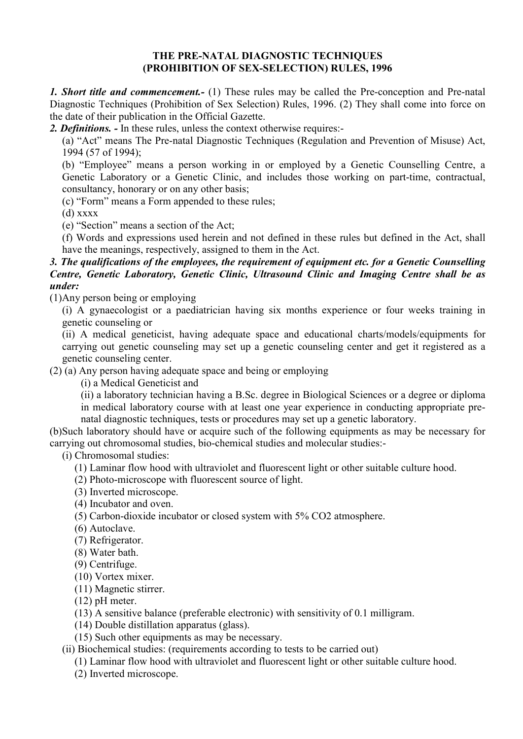# THE PRE-NATAL DIAGNOSTIC TECHNIQUES (PROHIBITION OF SEX-SELECTION) RULES, 1996

***1. Short title and commencement.-*** (1) These rules may be called the Pre-conception and Pre-natal Diagnostic Techniques (Prohibition of Sex Selection) Rules, 1996. (2) They shall come into force on the date of their publication in the Official Gazette.

***2. Definitions. -*** In these rules, unless the context otherwise requires:-

(a) "Act" means The Pre-natal Diagnostic Techniques (Regulation and Prevention of Misuse) Act, 1994 (57 of 1994);

(b) "Employee" means a person working in or employed by a Genetic Counselling Centre, a Genetic Laboratory or a Genetic Clinic, and includes those working on part-time, contractual, consultancy, honorary or on any other basis;

(c) "Form" means a Form appended to these rules;

(d) xxxx

(e) "Section" means a section of the Act;

(f) Words and expressions used herein and not defined in these rules but defined in the Act, shall have the meanings, respectively, assigned to them in the Act.

***3. The qualifications of the employees, the requirement of equipment etc. for a Genetic Counselling Centre, Genetic Laboratory, Genetic Clinic, Ultrasound Clinic and Imaging Centre shall be as under:***

(1)Any person being or employing

(i) A gynaecologist or a paediatrician having six months experience or four weeks training in genetic counseling or

(ii) A medical geneticist, having adequate space and educational charts/models/equipments for carrying out genetic counseling may set up a genetic counseling center and get it registered as a genetic counseling center.

(2) (a) Any person having adequate space and being or employing

(i) a Medical Geneticist and

(ii) a laboratory technician having a B.Sc. degree in Biological Sciences or a degree or diploma in medical laboratory course with at least one year experience in conducting appropriate pre-natal diagnostic techniques, tests or procedures may set up a genetic laboratory.

(b)Such laboratory should have or acquire such of the following equipments as may be necessary for carrying out chromosomal studies, bio-chemical studies and molecular studies:-

(i) Chromosomal studies:

(1) Laminar flow hood with ultraviolet and fluorescent light or other suitable culture hood.
(2) Photo-microscope with fluorescent source of light.
(3) Inverted microscope.
(4) Incubator and oven.
(5) Carbon-dioxide incubator or closed system with 5% $CO_2$ atmosphere.
(6) Autoclave.
(7) Refrigerator.
(8) Water bath.
(9) Centrifuge.
(10) Vortex mixer.
(11) Magnetic stirrer.
(12) pH meter.
(13) A sensitive balance (preferable electronic) with sensitivity of 0.1 milligram.
(14) Double distillation apparatus (glass).
(15) Such other equipments as may be necessary.

(ii) Biochemical studies: (requirements according to tests to be carried out)

(1) Laminar flow hood with ultraviolet and fluorescent light or other suitable culture hood.
(2) Inverted microscope.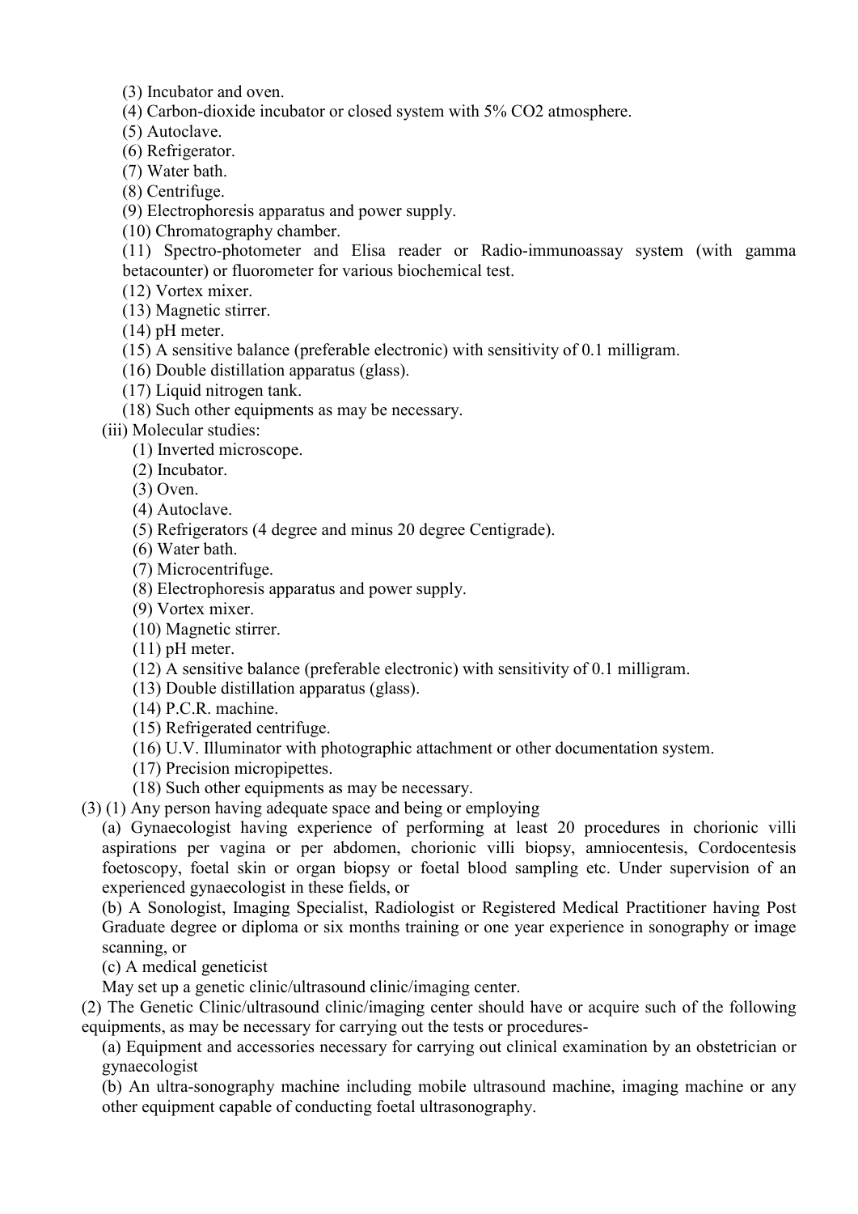(3) Incubator and oven.

(4) Carbon-dioxide incubator or closed system with 5% $CO_2$ atmosphere.

(5) Autoclave.

(6) Refrigerator.

(7) Water bath.

(8) Centrifuge.

(9) Electrophoresis apparatus and power supply.

(10) Chromatography chamber.

(11) Spectro-photometer and Elisa reader or Radio-immunoassay system (with gamma betacounter) or fluorometer for various biochemical test.

(12) Vortex mixer.

(13) Magnetic stirrer.

(14) pH meter.

(15) A sensitive balance (preferable electronic) with sensitivity of 0.1 milligram.

(16) Double distillation apparatus (glass).

(17) Liquid nitrogen tank.

(18) Such other equipments as may be necessary.

(iii) Molecular studies:

(1) Inverted microscope.

(2) Incubator.

(3) Oven.

(4) Autoclave.

(5) Refrigerators (4 degree and minus 20 degree Centigrade).

(6) Water bath.

(7) Microcentrifuge.

(8) Electrophoresis apparatus and power supply.

(9) Vortex mixer.

(10) Magnetic stirrer.

(11) pH meter.

(12) A sensitive balance (preferable electronic) with sensitivity of 0.1 milligram.

(13) Double distillation apparatus (glass).

(14) P.C.R. machine.

(15) Refrigerated centrifuge.

(16) U.V. Illuminator with photographic attachment or other documentation system.

(17) Precision micropipettes.

(18) Such other equipments as may be necessary.

(3) (1) Any person having adequate space and being or employing

(a) Gynaecologist having experience of performing at least 20 procedures in chorionic villi aspirations per vagina or per abdomen, chorionic villi biopsy, amniocentesis, Cordocentesis foetoscopy, foetal skin or organ biopsy or foetal blood sampling etc. Under supervision of an experienced gynaecologist in these fields, or

(b) A Sonologist, Imaging Specialist, Radiologist or Registered Medical Practitioner having Post Graduate degree or diploma or six months training or one year experience in sonography or image scanning, or

(c) A medical geneticist

May set up a genetic clinic/ultrasound clinic/imaging center.

(2) The Genetic Clinic/ultrasound clinic/imaging center should have or acquire such of the following equipments, as may be necessary for carrying out the tests or procedures-

(a) Equipment and accessories necessary for carrying out clinical examination by an obstetrician or gynaecologist

(b) An ultra-sonography machine including mobile ultrasound machine, imaging machine or any other equipment capable of conducting foetal ultrasonography.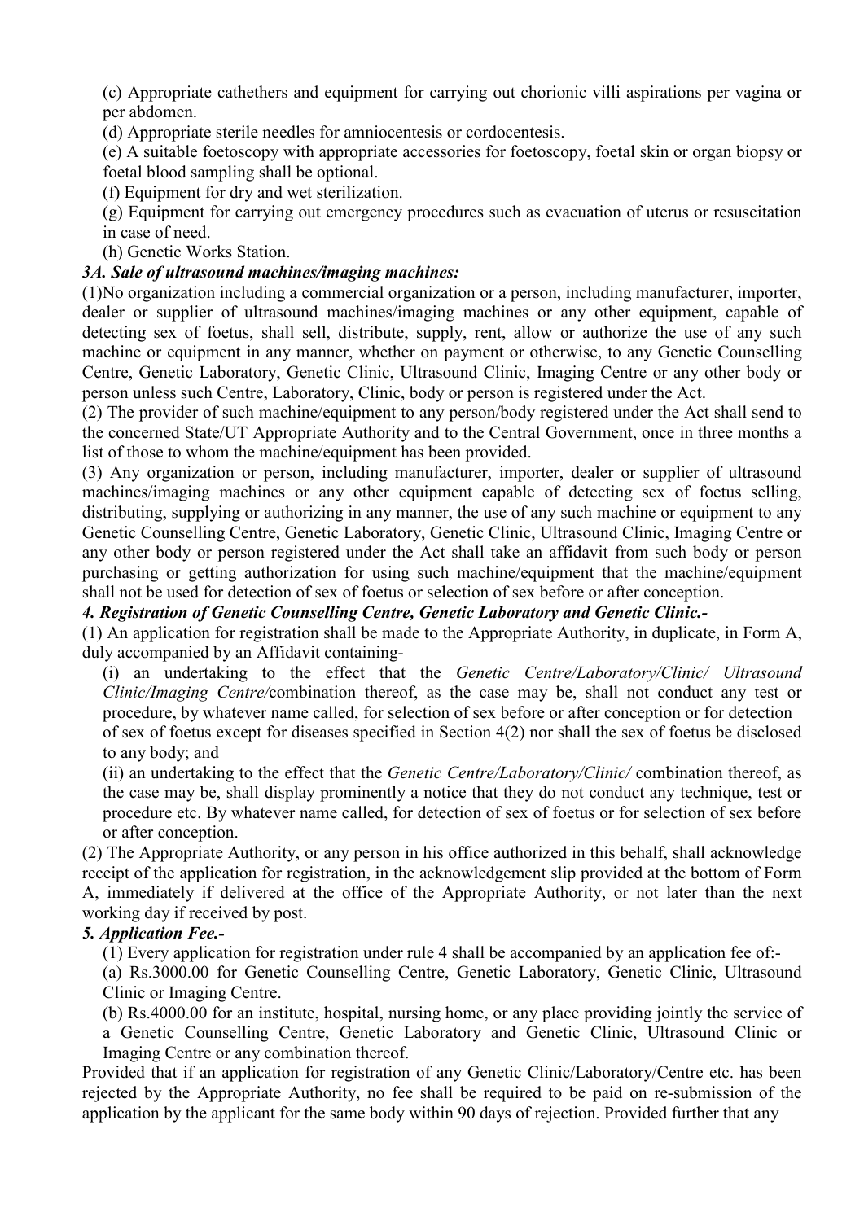(c) Appropriate cathethers and equipment for carrying out chorionic villi aspirations per vagina or per abdomen.

(d) Appropriate sterile needles for amniocentesis or cordocentesis.

(e) A suitable foetoscopy with appropriate accessories for foetoscopy, foetal skin or organ biopsy or foetal blood sampling shall be optional.

(f) Equipment for dry and wet sterilization.

(g) Equipment for carrying out emergency procedures such as evacuation of uterus or resuscitation in case of need.

(h) Genetic Works Station.

***3A. Sale of ultrasound machines/imaging machines:***

(1)No organization including a commercial organization or a person, including manufacturer, importer, dealer or supplier of ultrasound machines/imaging machines or any other equipment, capable of detecting sex of foetus, shall sell, distribute, supply, rent, allow or authorize the use of any such machine or equipment in any manner, whether on payment or otherwise, to any Genetic Counselling Centre, Genetic Laboratory, Genetic Clinic, Ultrasound Clinic, Imaging Centre or any other body or person unless such Centre, Laboratory, Clinic, body or person is registered under the Act.

(2) The provider of such machine/equipment to any person/body registered under the Act shall send to the concerned State/UT Appropriate Authority and to the Central Government, once in three months a list of those to whom the machine/equipment has been provided.

(3) Any organization or person, including manufacturer, importer, dealer or supplier of ultrasound machines/imaging machines or any other equipment capable of detecting sex of foetus selling, distributing, supplying or authorizing in any manner, the use of any such machine or equipment to any Genetic Counselling Centre, Genetic Laboratory, Genetic Clinic, Ultrasound Clinic, Imaging Centre or any other body or person registered under the Act shall take an affidavit from such body or person purchasing or getting authorization for using such machine/equipment that the machine/equipment shall not be used for detection of sex of foetus or selection of sex before or after conception.

***4. Registration of Genetic Counselling Centre, Genetic Laboratory and Genetic Clinic.-***

(1) An application for registration shall be made to the Appropriate Authority, in duplicate, in Form A, duly accompanied by an Affidavit containing-

(i) an undertaking to the effect that the *Genetic Centre/Laboratory/Clinic/ Ultrasound Clinic/Imaging Centre/*combination thereof, as the case may be, shall not conduct any test or procedure, by whatever name called, for selection of sex before or after conception or for detection of sex of foetus except for diseases specified in Section 4(2) nor shall the sex of foetus be disclosed to any body; and

(ii) an undertaking to the effect that the *Genetic Centre/Laboratory/Clinic/* combination thereof, as the case may be, shall display prominently a notice that they do not conduct any technique, test or procedure etc. By whatever name called, for detection of sex of foetus or for selection of sex before or after conception.

(2) The Appropriate Authority, or any person in his office authorized in this behalf, shall acknowledge receipt of the application for registration, in the acknowledgement slip provided at the bottom of Form A, immediately if delivered at the office of the Appropriate Authority, or not later than the next working day if received by post.

***5. Application Fee.-***

(1) Every application for registration under rule 4 shall be accompanied by an application fee of:-

(a) Rs.3000.00 for Genetic Counselling Centre, Genetic Laboratory, Genetic Clinic, Ultrasound Clinic or Imaging Centre.

(b) Rs.4000.00 for an institute, hospital, nursing home, or any place providing jointly the service of a Genetic Counselling Centre, Genetic Laboratory and Genetic Clinic, Ultrasound Clinic or Imaging Centre or any combination thereof.

Provided that if an application for registration of any Genetic Clinic/Laboratory/Centre etc. has been rejected by the Appropriate Authority, no fee shall be required to be paid on re-submission of the application by the applicant for the same body within 90 days of rejection. Provided further that any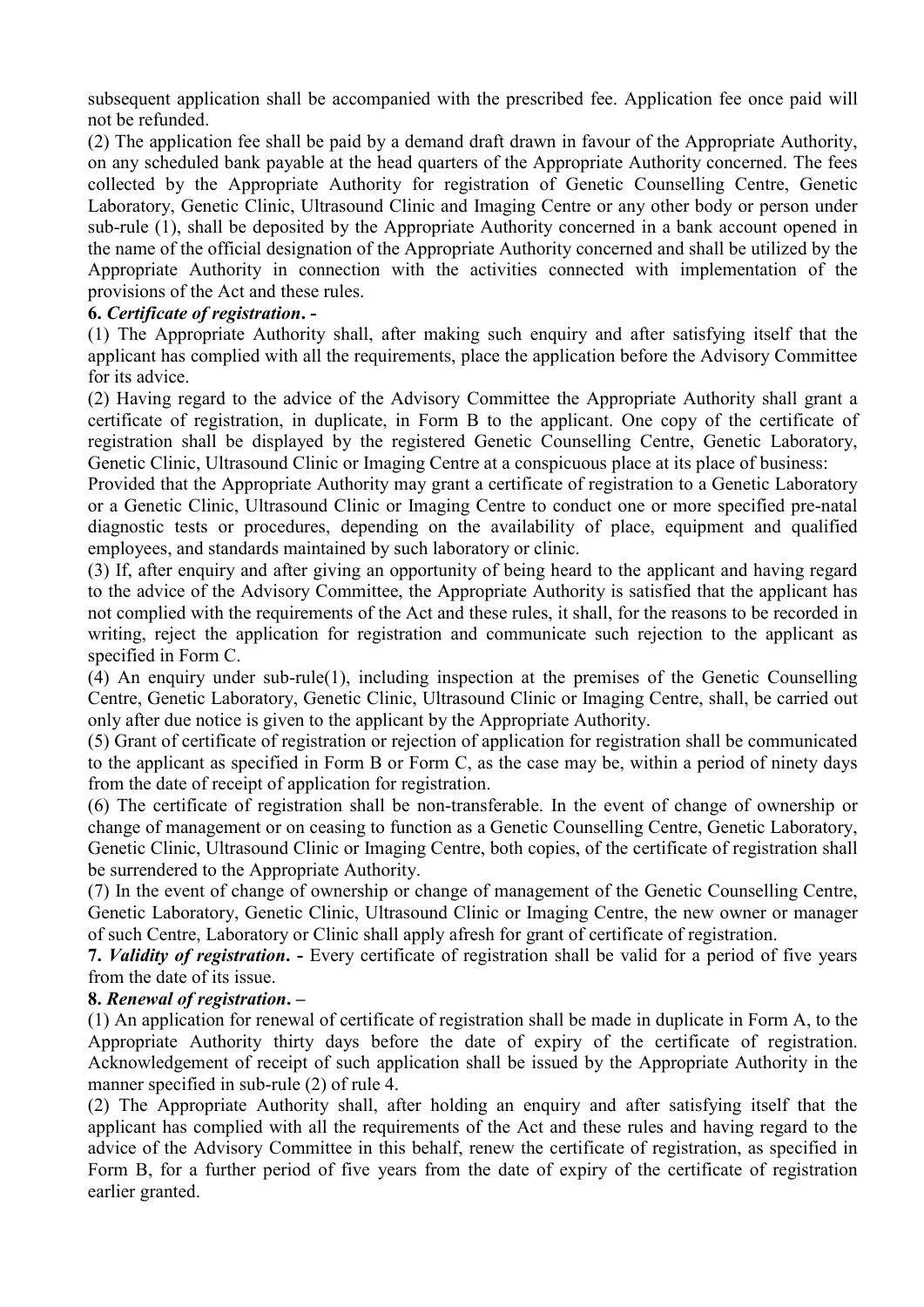subsequent application shall be accompanied with the prescribed fee. Application fee once paid will not be refunded.

(2) The application fee shall be paid by a demand draft drawn in favour of the Appropriate Authority, on any scheduled bank payable at the head quarters of the Appropriate Authority concerned. The fees collected by the Appropriate Authority for registration of Genetic Counselling Centre, Genetic Laboratory, Genetic Clinic, Ultrasound Clinic and Imaging Centre or any other body or person under sub-rule (1), shall be deposited by the Appropriate Authority concerned in a bank account opened in the name of the official designation of the Appropriate Authority concerned and shall be utilized by the Appropriate Authority in connection with the activities connected with implementation of the provisions of the Act and these rules.

**6.** ***Certificate of registration*. -**

(1) The Appropriate Authority shall, after making such enquiry and after satisfying itself that the applicant has complied with all the requirements, place the application before the Advisory Committee for its advice.

(2) Having regard to the advice of the Advisory Committee the Appropriate Authority shall grant a certificate of registration, in duplicate, in Form B to the applicant. One copy of the certificate of registration shall be displayed by the registered Genetic Counselling Centre, Genetic Laboratory, Genetic Clinic, Ultrasound Clinic or Imaging Centre at a conspicuous place at its place of business:

Provided that the Appropriate Authority may grant a certificate of registration to a Genetic Laboratory or a Genetic Clinic, Ultrasound Clinic or Imaging Centre to conduct one or more specified pre-natal diagnostic tests or procedures, depending on the availability of place, equipment and qualified employees, and standards maintained by such laboratory or clinic.

(3) If, after enquiry and after giving an opportunity of being heard to the applicant and having regard to the advice of the Advisory Committee, the Appropriate Authority is satisfied that the applicant has not complied with the requirements of the Act and these rules, it shall, for the reasons to be recorded in writing, reject the application for registration and communicate such rejection to the applicant as specified in Form C.

(4) An enquiry under sub-rule(1), including inspection at the premises of the Genetic Counselling Centre, Genetic Laboratory, Genetic Clinic, Ultrasound Clinic or Imaging Centre, shall, be carried out only after due notice is given to the applicant by the Appropriate Authority.

(5) Grant of certificate of registration or rejection of application for registration shall be communicated to the applicant as specified in Form B or Form C, as the case may be, within a period of ninety days from the date of receipt of application for registration.

(6) The certificate of registration shall be non-transferable. In the event of change of ownership or change of management or on ceasing to function as a Genetic Counselling Centre, Genetic Laboratory, Genetic Clinic, Ultrasound Clinic or Imaging Centre, both copies, of the certificate of registration shall be surrendered to the Appropriate Authority.

(7) In the event of change of ownership or change of management of the Genetic Counselling Centre, Genetic Laboratory, Genetic Clinic, Ultrasound Clinic or Imaging Centre, the new owner or manager of such Centre, Laboratory or Clinic shall apply afresh for grant of certificate of registration.

**7.** ***Validity of registration*. -** Every certificate of registration shall be valid for a period of five years from the date of its issue.

**8.** ***Renewal of registration*. –**

(1) An application for renewal of certificate of registration shall be made in duplicate in Form A, to the Appropriate Authority thirty days before the date of expiry of the certificate of registration. Acknowledgement of receipt of such application shall be issued by the Appropriate Authority in the manner specified in sub-rule (2) of rule 4.

(2) The Appropriate Authority shall, after holding an enquiry and after satisfying itself that the applicant has complied with all the requirements of the Act and these rules and having regard to the advice of the Advisory Committee in this behalf, renew the certificate of registration, as specified in Form B, for a further period of five years from the date of expiry of the certificate of registration earlier granted.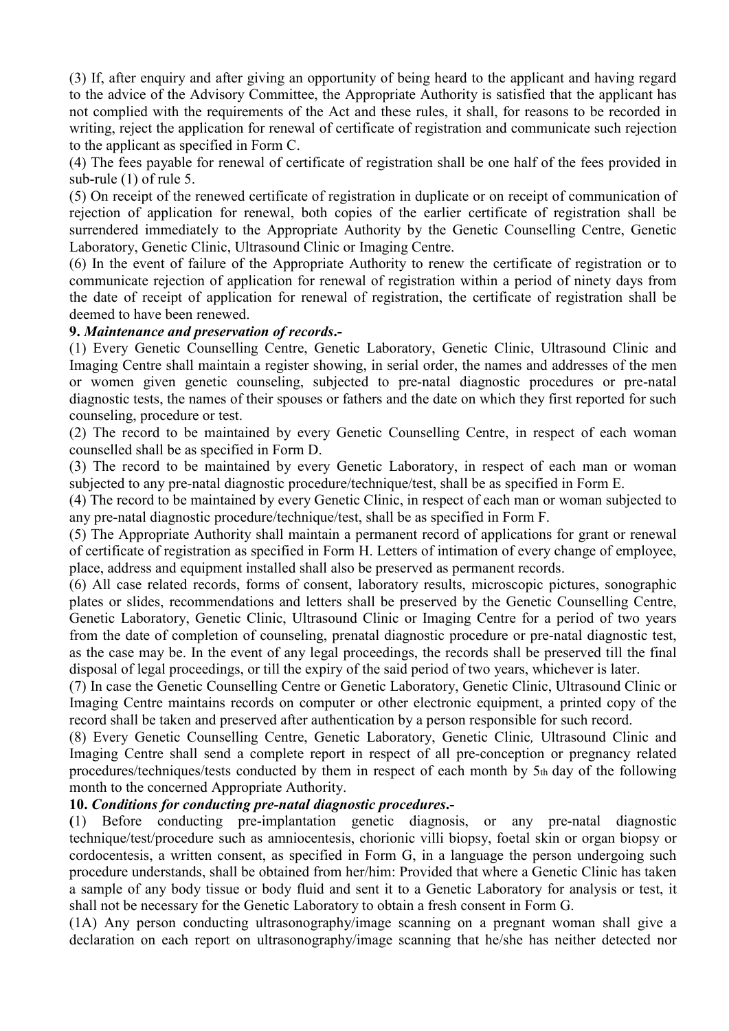(3) If, after enquiry and after giving an opportunity of being heard to the applicant and having regard to the advice of the Advisory Committee, the Appropriate Authority is satisfied that the applicant has not complied with the requirements of the Act and these rules, it shall, for reasons to be recorded in writing, reject the application for renewal of certificate of registration and communicate such rejection to the applicant as specified in Form C.

(4) The fees payable for renewal of certificate of registration shall be one half of the fees provided in sub-rule (1) of rule 5.

(5) On receipt of the renewed certificate of registration in duplicate or on receipt of communication of rejection of application for renewal, both copies of the earlier certificate of registration shall be surrendered immediately to the Appropriate Authority by the Genetic Counselling Centre, Genetic Laboratory, Genetic Clinic, Ultrasound Clinic or Imaging Centre.

(6) In the event of failure of the Appropriate Authority to renew the certificate of registration or to communicate rejection of application for renewal of registration within a period of ninety days from the date of receipt of application for renewal of registration, the certificate of registration shall be deemed to have been renewed.

**9.** ***Maintenance and preservation of records*.-**

(1) Every Genetic Counselling Centre, Genetic Laboratory, Genetic Clinic, Ultrasound Clinic and Imaging Centre shall maintain a register showing, in serial order, the names and addresses of the men or women given genetic counseling, subjected to pre-natal diagnostic procedures or pre-natal diagnostic tests, the names of their spouses or fathers and the date on which they first reported for such counseling, procedure or test.

(2) The record to be maintained by every Genetic Counselling Centre, in respect of each woman counselled shall be as specified in Form D.

(3) The record to be maintained by every Genetic Laboratory, in respect of each man or woman subjected to any pre-natal diagnostic procedure/technique/test, shall be as specified in Form E.

(4) The record to be maintained by every Genetic Clinic, in respect of each man or woman subjected to any pre-natal diagnostic procedure/technique/test, shall be as specified in Form F.

(5) The Appropriate Authority shall maintain a permanent record of applications for grant or renewal of certificate of registration as specified in Form H. Letters of intimation of every change of employee, place, address and equipment installed shall also be preserved as permanent records.

(6) All case related records, forms of consent, laboratory results, microscopic pictures, sonographic plates or slides, recommendations and letters shall be preserved by the Genetic Counselling Centre, Genetic Laboratory, Genetic Clinic, Ultrasound Clinic or Imaging Centre for a period of two years from the date of completion of counseling, prenatal diagnostic procedure or pre-natal diagnostic test, as the case may be. In the event of any legal proceedings, the records shall be preserved till the final disposal of legal proceedings, or till the expiry of the said period of two years, whichever is later.

(7) In case the Genetic Counselling Centre or Genetic Laboratory, Genetic Clinic, Ultrasound Clinic or Imaging Centre maintains records on computer or other electronic equipment, a printed copy of the record shall be taken and preserved after authentication by a person responsible for such record.

(8) Every Genetic Counselling Centre, Genetic Laboratory, Genetic Clinic, Ultrasound Clinic and Imaging Centre shall send a complete report in respect of all pre-conception or pregnancy related procedures/techniques/tests conducted by them in respect of each month by 5th day of the following month to the concerned Appropriate Authority.

**10.** ***Conditions for conducting pre-natal diagnostic procedures*.-**

(1) Before conducting pre-implantation genetic diagnosis, or any pre-natal diagnostic technique/test/procedure such as amniocentesis, chorionic villi biopsy, foetal skin or organ biopsy or cordocentesis, a written consent, as specified in Form G, in a language the person undergoing such procedure understands, shall be obtained from her/him: Provided that where a Genetic Clinic has taken a sample of any body tissue or body fluid and sent it to a Genetic Laboratory for analysis or test, it shall not be necessary for the Genetic Laboratory to obtain a fresh consent in Form G.

(1A) Any person conducting ultrasonography/image scanning on a pregnant woman shall give a declaration on each report on ultrasonography/image scanning that he/she has neither detected nor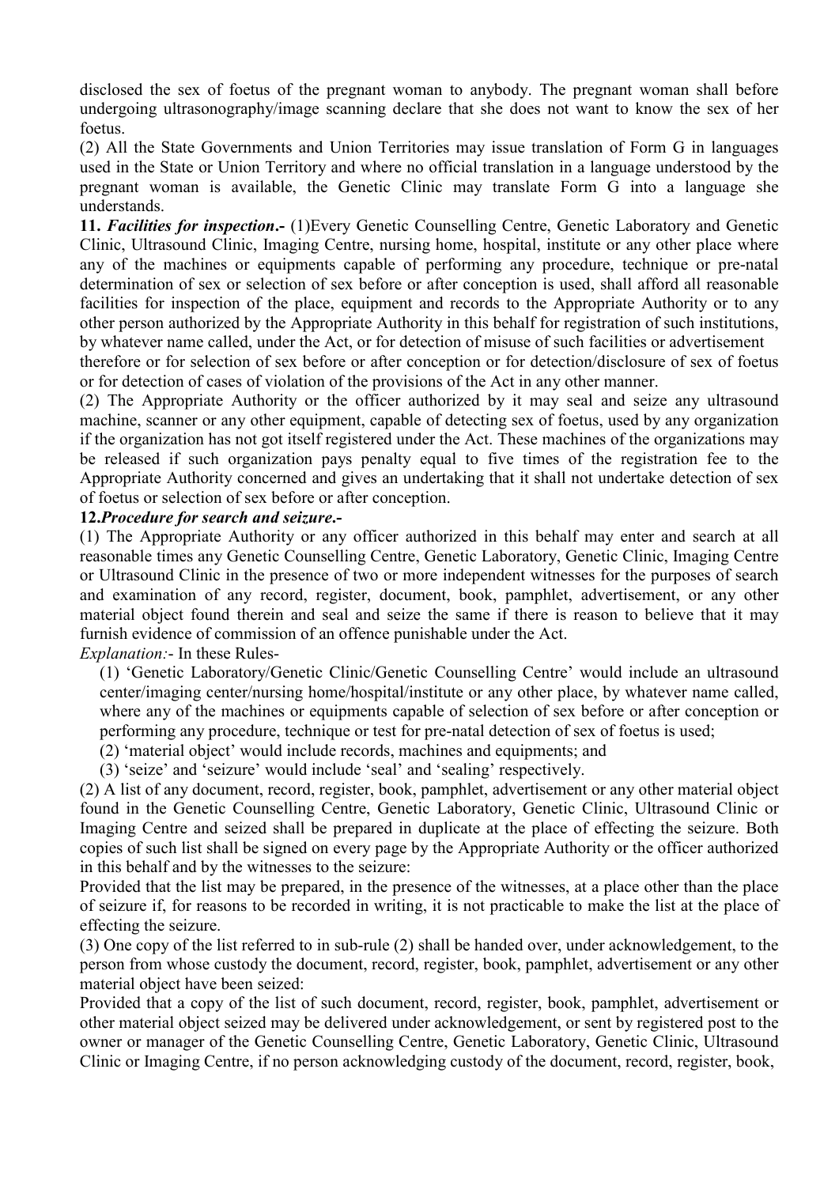disclosed the sex of foetus of the pregnant woman to anybody. The pregnant woman shall before undergoing ultrasonography/image scanning declare that she does not want to know the sex of her foetus.

(2) All the State Governments and Union Territories may issue translation of Form G in languages used in the State or Union Territory and where no official translation in a language understood by the pregnant woman is available, the Genetic Clinic may translate Form G into a language she understands.

**11. *Facilities for inspection*.-** (1)Every Genetic Counselling Centre, Genetic Laboratory and Genetic Clinic, Ultrasound Clinic, Imaging Centre, nursing home, hospital, institute or any other place where any of the machines or equipments capable of performing any procedure, technique or pre-natal determination of sex or selection of sex before or after conception is used, shall afford all reasonable facilities for inspection of the place, equipment and records to the Appropriate Authority or to any other person authorized by the Appropriate Authority in this behalf for registration of such institutions, by whatever name called, under the Act, or for detection of misuse of such facilities or advertisement therefore or for selection of sex before or after conception or for detection/disclosure of sex of foetus or for detection of cases of violation of the provisions of the Act in any other manner.

(2) The Appropriate Authority or the officer authorized by it may seal and seize any ultrasound machine, scanner or any other equipment, capable of detecting sex of foetus, used by any organization if the organization has not got itself registered under the Act. These machines of the organizations may be released if such organization pays penalty equal to five times of the registration fee to the Appropriate Authority concerned and gives an undertaking that it shall not undertake detection of sex of foetus or selection of sex before or after conception.

**12.*Procedure for search and seizure*.-**

(1) The Appropriate Authority or any officer authorized in this behalf may enter and search at all reasonable times any Genetic Counselling Centre, Genetic Laboratory, Genetic Clinic, Imaging Centre or Ultrasound Clinic in the presence of two or more independent witnesses for the purposes of search and examination of any record, register, document, book, pamphlet, advertisement, or any other material object found therein and seal and seize the same if there is reason to believe that it may furnish evidence of commission of an offence punishable under the Act.

*Explanation:-* In these Rules-

(1) 'Genetic Laboratory/Genetic Clinic/Genetic Counselling Centre' would include an ultrasound center/imaging center/nursing home/hospital/institute or any other place, by whatever name called, where any of the machines or equipments capable of selection of sex before or after conception or performing any procedure, technique or test for pre-natal detection of sex of foetus is used;

(2) 'material object' would include records, machines and equipments; and

(3) 'seize' and 'seizure' would include 'seal' and 'sealing' respectively.

(2) A list of any document, record, register, book, pamphlet, advertisement or any other material object found in the Genetic Counselling Centre, Genetic Laboratory, Genetic Clinic, Ultrasound Clinic or Imaging Centre and seized shall be prepared in duplicate at the place of effecting the seizure. Both copies of such list shall be signed on every page by the Appropriate Authority or the officer authorized in this behalf and by the witnesses to the seizure:

Provided that the list may be prepared, in the presence of the witnesses, at a place other than the place of seizure if, for reasons to be recorded in writing, it is not practicable to make the list at the place of effecting the seizure.

(3) One copy of the list referred to in sub-rule (2) shall be handed over, under acknowledgement, to the person from whose custody the document, record, register, book, pamphlet, advertisement or any other material object have been seized:

Provided that a copy of the list of such document, record, register, book, pamphlet, advertisement or other material object seized may be delivered under acknowledgement, or sent by registered post to the owner or manager of the Genetic Counselling Centre, Genetic Laboratory, Genetic Clinic, Ultrasound Clinic or Imaging Centre, if no person acknowledging custody of the document, record, register, book,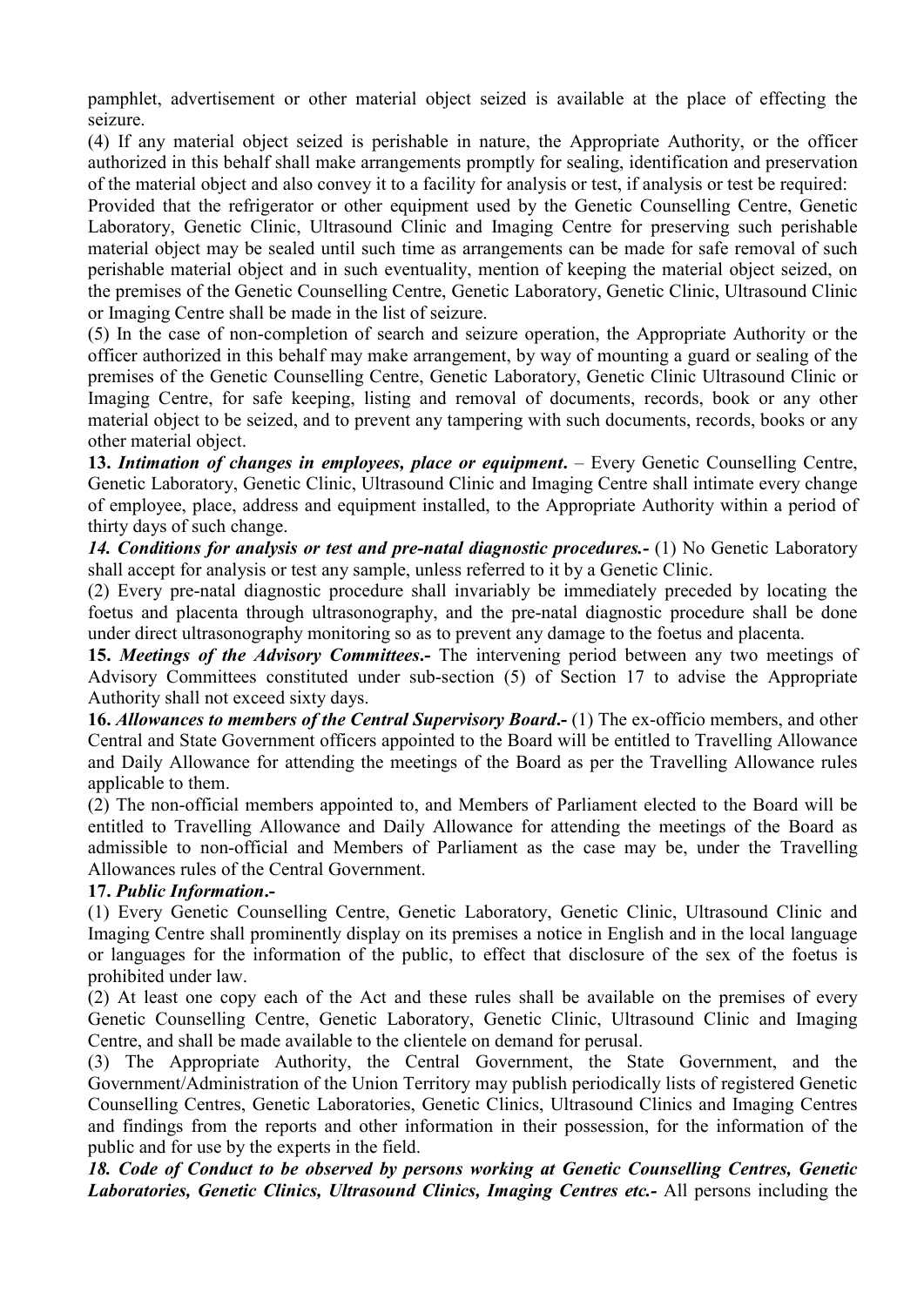pamphlet, advertisement or other material object seized is available at the place of effecting the seizure.

(4) If any material object seized is perishable in nature, the Appropriate Authority, or the officer authorized in this behalf shall make arrangements promptly for sealing, identification and preservation of the material object and also convey it to a facility for analysis or test, if analysis or test be required:

Provided that the refrigerator or other equipment used by the Genetic Counselling Centre, Genetic Laboratory, Genetic Clinic, Ultrasound Clinic and Imaging Centre for preserving such perishable material object may be sealed until such time as arrangements can be made for safe removal of such perishable material object and in such eventuality, mention of keeping the material object seized, on the premises of the Genetic Counselling Centre, Genetic Laboratory, Genetic Clinic, Ultrasound Clinic or Imaging Centre shall be made in the list of seizure.

(5) In the case of non-completion of search and seizure operation, the Appropriate Authority or the officer authorized in this behalf may make arrangement, by way of mounting a guard or sealing of the premises of the Genetic Counselling Centre, Genetic Laboratory, Genetic Clinic Ultrasound Clinic or Imaging Centre, for safe keeping, listing and removal of documents, records, book or any other material object to be seized, and to prevent any tampering with such documents, records, books or any other material object.

**13.** ***Intimation of changes in employees, place or equipment***. – Every Genetic Counselling Centre, Genetic Laboratory, Genetic Clinic, Ultrasound Clinic and Imaging Centre shall intimate every change of employee, place, address and equipment installed, to the Appropriate Authority within a period of thirty days of such change.

***14. Conditions for analysis or test and pre-natal diagnostic procedures.-*** (1) No Genetic Laboratory shall accept for analysis or test any sample, unless referred to it by a Genetic Clinic.

(2) Every pre-natal diagnostic procedure shall invariably be immediately preceded by locating the foetus and placenta through ultrasonography, and the pre-natal diagnostic procedure shall be done under direct ultrasonography monitoring so as to prevent any damage to the foetus and placenta.

**15.** ***Meetings of the Advisory Committees*.-** The intervening period between any two meetings of Advisory Committees constituted under sub-section (5) of Section 17 to advise the Appropriate Authority shall not exceed sixty days.

**16.** ***Allowances to members of the Central Supervisory Board*.-** (1) The ex-officio members, and other Central and State Government officers appointed to the Board will be entitled to Travelling Allowance and Daily Allowance for attending the meetings of the Board as per the Travelling Allowance rules applicable to them.

(2) The non-official members appointed to, and Members of Parliament elected to the Board will be entitled to Travelling Allowance and Daily Allowance for attending the meetings of the Board as admissible to non-official and Members of Parliament as the case may be, under the Travelling Allowances rules of the Central Government.

**17.** ***Public Information*.-**

(1) Every Genetic Counselling Centre, Genetic Laboratory, Genetic Clinic, Ultrasound Clinic and Imaging Centre shall prominently display on its premises a notice in English and in the local language or languages for the information of the public, to effect that disclosure of the sex of the foetus is prohibited under law.

(2) At least one copy each of the Act and these rules shall be available on the premises of every Genetic Counselling Centre, Genetic Laboratory, Genetic Clinic, Ultrasound Clinic and Imaging Centre, and shall be made available to the clientele on demand for perusal.

(3) The Appropriate Authority, the Central Government, the State Government, and the Government/Administration of the Union Territory may publish periodically lists of registered Genetic Counselling Centres, Genetic Laboratories, Genetic Clinics, Ultrasound Clinics and Imaging Centres and findings from the reports and other information in their possession, for the information of the public and for use by the experts in the field.

***18. Code of Conduct to be observed by persons working at Genetic Counselling Centres, Genetic Laboratories, Genetic Clinics, Ultrasound Clinics, Imaging Centres etc.-*** All persons including the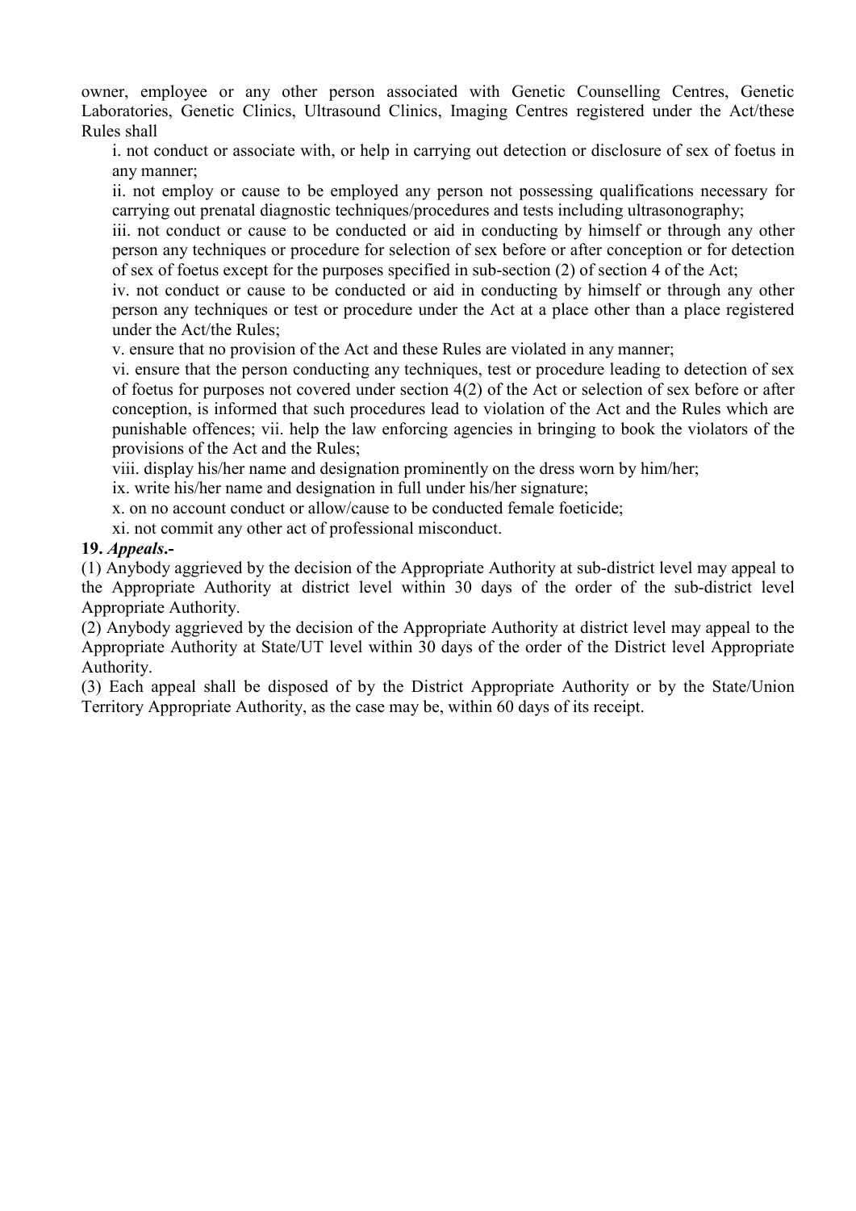owner, employee or any other person associated with Genetic Counselling Centres, Genetic Laboratories, Genetic Clinics, Ultrasound Clinics, Imaging Centres registered under the Act/these Rules shall

i. not conduct or associate with, or help in carrying out detection or disclosure of sex of foetus in any manner;

ii. not employ or cause to be employed any person not possessing qualifications necessary for carrying out prenatal diagnostic techniques/procedures and tests including ultrasonography;

iii. not conduct or cause to be conducted or aid in conducting by himself or through any other person any techniques or procedure for selection of sex before or after conception or for detection of sex of foetus except for the purposes specified in sub-section (2) of section 4 of the Act;

iv. not conduct or cause to be conducted or aid in conducting by himself or through any other person any techniques or test or procedure under the Act at a place other than a place registered under the Act/the Rules;

v. ensure that no provision of the Act and these Rules are violated in any manner;

vi. ensure that the person conducting any techniques, test or procedure leading to detection of sex of foetus for purposes not covered under section 4(2) of the Act or selection of sex before or after conception, is informed that such procedures lead to violation of the Act and the Rules which are punishable offences; vii. help the law enforcing agencies in bringing to book the violators of the provisions of the Act and the Rules;

viii. display his/her name and designation prominently on the dress worn by him/her;

ix. write his/her name and designation in full under his/her signature;

x. on no account conduct or allow/cause to be conducted female foeticide;

xi. not commit any other act of professional misconduct.

**19.** ***Appeals*****.-**

(1) Anybody aggrieved by the decision of the Appropriate Authority at sub-district level may appeal to the Appropriate Authority at district level within 30 days of the order of the sub-district level Appropriate Authority.

(2) Anybody aggrieved by the decision of the Appropriate Authority at district level may appeal to the Appropriate Authority at State/UT level within 30 days of the order of the District level Appropriate Authority.

(3) Each appeal shall be disposed of by the District Appropriate Authority or by the State/Union Territory Appropriate Authority, as the case may be, within 60 days of its receipt.